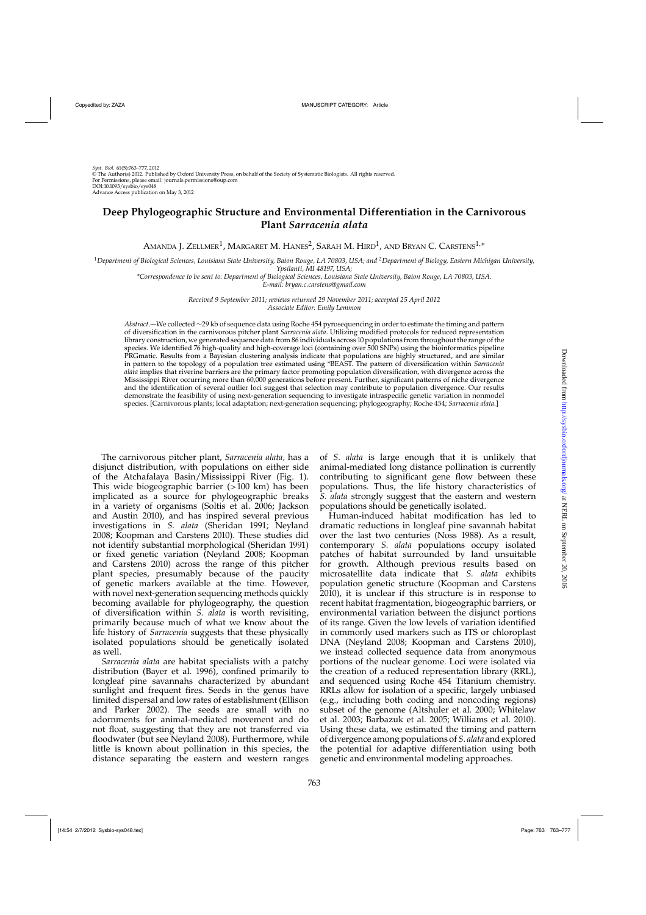# Deep Phylogeographic Structure and Environmental Differentiation in the Carnivorous Plant *Sarracenia alata*

Amanda J. Zellmer[1], Margaret M. Hanes[2], Sarah M. Hird[1], and Bryan C. Carstens[1,*]

[1]*Department of Biological Sciences, Louisiana State University, Baton Rouge, LA 70803, USA; and* [2]*Department of Biology, Eastern Michigan University, Ypsilanti, MI 48197, USA;*

*\*Correspondence to be sent to: Department of Biological Sciences, Louisiana State University, Baton Rouge, LA 70803, USA. E-mail: bryan.c.carstens@gmail.com*

*Received 9 September 2011; reviews returned 29 November 2011; accepted 25 April 2012*
*Associate Editor: Emily Lemmon*

*Abstract*.—We collected ∼29 kb of sequence data using Roche 454 pyrosequencing in order to estimate the timing and pattern of diversification in the carnivorous pitcher plant *Sarracenia alata*. Utilizing modified protocols for reduced representation library construction, we generated sequence data from 86 individuals across 10 populations from throughout the range of the species. We identified 76 high-quality and high-coverage loci (containing over 500 SNPs) using the bioinformatics pipeline PRGmatic. Results from a Bayesian clustering analysis indicate that populations are highly structured, and are similar in pattern to the topology of a population tree estimated using \*BEAST. The pattern of diversification within *Sarracenia alata* implies that riverine barriers are the primary factor promoting population diversification, with divergence across the Mississippi River occurring more than 60,000 generations before present. Further, significant patterns of niche divergence and the identification of several outlier loci suggest that selection may contribute to population divergence. Our results demonstrate the feasibility of using next-generation sequencing to investigate intraspecific genetic variation in nonmodel species. [Carnivorous plants; local adaptation; next-generation sequencing; phylogeography; Roche 454; *Sarracenia alata*.]

The carnivorous pitcher plant, *Sarracenia alata*, has a disjunct distribution, with populations on either side of the Atchafalaya Basin/Mississippi River (Fig. 1). This wide biogeographic barrier (>100 km) has been implicated as a source for phylogeographic breaks in a variety of organisms (Soltis et al. 2006; Jackson and Austin 2010), and has inspired several previous investigations in *S. alata* (Sheridan 1991; Neyland 2008; Koopman and Carstens 2010). These studies did not identify substantial morphological (Sheridan 1991) or fixed genetic variation (Neyland 2008; Koopman and Carstens 2010) across the range of this pitcher plant species, presumably because of the paucity of genetic markers available at the time. However, with novel next-generation sequencing methods quickly becoming available for phylogeography, the question of diversification within *S. alata* is worth revisiting, primarily because much of what we know about the life history of *Sarracenia* suggests that these physically isolated populations should be genetically isolated as well.

*Sarracenia alata* are habitat specialists with a patchy distribution (Bayer et al. 1996), confined primarily to longleaf pine savannahs characterized by abundant sunlight and frequent fires. Seeds in the genus have limited dispersal and low rates of establishment (Ellison and Parker 2002). The seeds are small with no adornments for animal-mediated movement and do not float, suggesting that they are not transferred via floodwater (but see Neyland 2008). Furthermore, while little is known about pollination in this species, the distance separating the eastern and western ranges of *S. alata* is large enough that it is unlikely that animal-mediated long distance pollination is currently contributing to significant gene flow between these populations. Thus, the life history characteristics of *S. alata* strongly suggest that the eastern and western populations should be genetically isolated.

Human-induced habitat modification has led to dramatic reductions in longleaf pine savannah habitat over the last two centuries (Noss 1988). As a result, contemporary *S. alata* populations occupy isolated patches of habitat surrounded by land unsuitable for growth. Although previous results based on microsatellite data indicate that *S. alata* exhibits population genetic structure (Koopman and Carstens 2010), it is unclear if this structure is in response to recent habitat fragmentation, biogeographic barriers, or environmental variation between the disjunct portions of its range. Given the low levels of variation identified in commonly used markers such as ITS or chloroplast DNA (Neyland 2008; Koopman and Carstens 2010), we instead collected sequence data from anonymous portions of the nuclear genome. Loci were isolated via the creation of a reduced representation library (RRL), and sequenced using Roche 454 Titanium chemistry. RRLs allow for isolation of a specific, largely unbiased (e.g., including both coding and noncoding regions) subset of the genome (Altshuler et al. 2000; Whitelaw et al. 2003; Barbazuk et al. 2005; Williams et al. 2010). Using these data, we estimated the timing and pattern of divergence among populations of *S. alata* and explored the potential for adaptive differentiation using both genetic and environmental modeling approaches.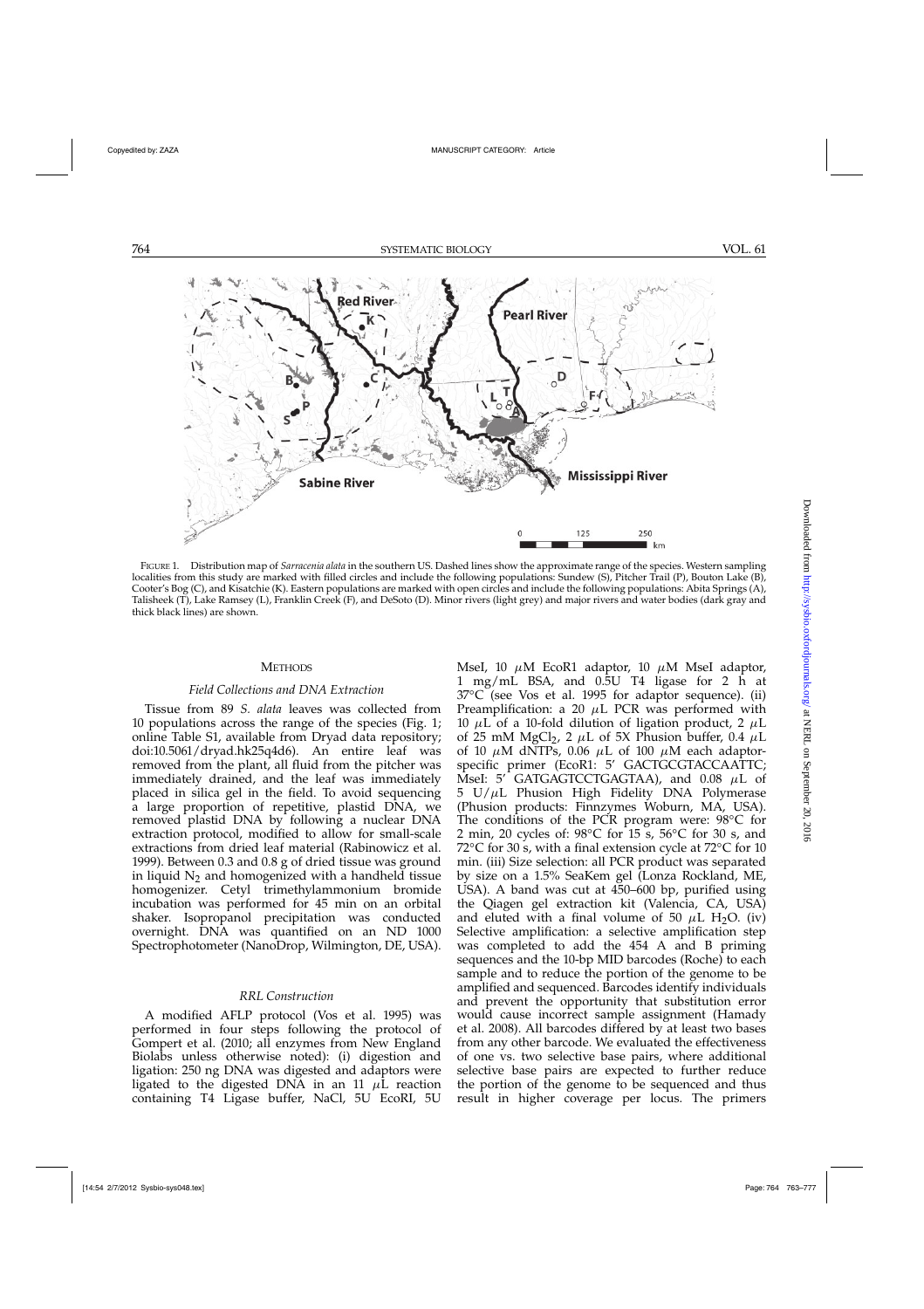FIGURE 1. Distribution map of *Sarracenia alata* in the southern US. Dashed lines show the approximate range of the species. Western sampling localities from this study are marked with filled circles and include the following populations: Sundew (S), Pitcher Trail (P), Bouton Lake (B), Cooter's Bog (C), and Kisatchie (K). Eastern populations are marked with open circles and include the following populations: Abita Springs (A), Talisheek (T), Lake Ramsey (L), Franklin Creek (F), and DeSoto (D). Minor rivers (light grey) and major rivers and water bodies (dark gray and thick black lines) are shown.

## METHODS

### *Field Collections and DNA Extraction*

Tissue from 89 *S. alata* leaves was collected from 10 populations across the range of the species (Fig. 1; online Table S1, available from Dryad data repository; doi:10.5061/dryad.hk25q4d6). An entire leaf was removed from the plant, all fluid from the pitcher was immediately drained, and the leaf was immediately placed in silica gel in the field. To avoid sequencing a large proportion of repetitive, plastid DNA, we removed plastid DNA by following a nuclear DNA extraction protocol, modified to allow for small-scale extractions from dried leaf material (Rabinowicz et al. 1999). Between 0.3 and 0.8 g of dried tissue was ground in liquid $N_2$ and homogenized with a handheld tissue homogenizer. Cetyl trimethylammonium bromide incubation was performed for 45 min on an orbital shaker. Isopropanol precipitation was conducted overnight. DNA was quantified on an ND 1000 Spectrophotometer (NanoDrop, Wilmington, DE, USA).

### *RRL Construction*

A modified AFLP protocol (Vos et al. 1995) was performed in four steps following the protocol of Gompert et al. (2010; all enzymes from New England Biolabs unless otherwise noted): (i) digestion and ligation: 250 ng DNA was digested and adaptors were ligated to the digested DNA in an 11 $\mu$L reaction containing T4 Ligase buffer, NaCl, 5U EcoRI, 5U MseI, 10 $\mu$M EcoR1 adaptor, 10 $\mu$M MseI adaptor, 1 mg/mL BSA, and 0.5U T4 ligase for 2 h at 37°C (see Vos et al. 1995 for adaptor sequence). (ii) Preamplification: a 20 $\mu$L PCR was performed with 10 $\mu$L of a 10-fold dilution of ligation product, 2 $\mu$L of 25 mM $MgCl_2$, 2 $\mu$L of 5X Phusion buffer, 0.4 $\mu$L of 10 $\mu$M dNTPs, 0.06 $\mu$L of 100 $\mu$M each adaptor-specific primer (EcoR1: 5′ GACTGCGTACCAATTC; MseI: 5′ GATGAGTCCTGAGTAA), and 0.08 $\mu$L of 5 U/$\mu$L Phusion High Fidelity DNA Polymerase (Phusion products: Finnzymes Woburn, MA, USA). The conditions of the PCR program were: 98°C for 2 min, 20 cycles of: 98°C for 15 s, 56°C for 30 s, and 72°C for 30 s, with a final extension cycle at 72°C for 10 min. (iii) Size selection: all PCR product was separated by size on a 1.5% SeaKem gel (Lonza Rockland, ME, USA). A band was cut at 450–600 bp, purified using the Qiagen gel extraction kit (Valencia, CA, USA) and eluted with a final volume of 50 $\mu$L $H_2O$. (iv) Selective amplification: a selective amplification step was completed to add the 454 A and B priming sequences and the 10-bp MID barcodes (Roche) to each sample and to reduce the portion of the genome to be amplified and sequenced. Barcodes identify individuals and prevent the opportunity that substitution error would cause incorrect sample assignment (Hamady et al. 2008). All barcodes differed by at least two bases from any other barcode. We evaluated the effectiveness of one vs. two selective base pairs, where additional selective base pairs are expected to further reduce the portion of the genome to be sequenced and thus result in higher coverage per locus. The primers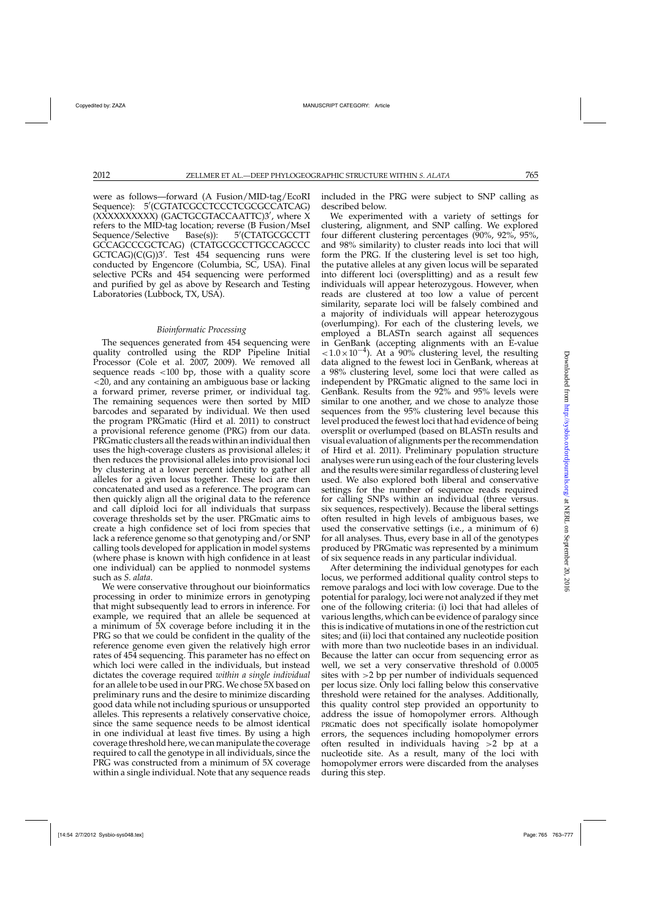were as follows—forward (A Fusion/MID-tag/EcoRI Sequence): 5′(CGTATCGCCTCCCTCGCGCCATCAG) (XXXXXXXXXX) (GACTGCGTACCAATTC)3′, where X refers to the MID-tag location; reverse (B Fusion/MseI Sequence/Selective Base(s)): 5′(CTATGCGCCTT GCCAGCCCGCTCAG) (CTATGCGCCTTGCCAGCCC GCTCAG)(C(G))3′. Test 454 sequencing runs were conducted by Engencore (Columbia, SC, USA). Final selective PCRs and 454 sequencing were performed and purified by gel as above by Research and Testing Laboratories (Lubbock, TX, USA).

### *Bioinformatic Processing*

The sequences generated from 454 sequencing were quality controlled using the RDP Pipeline Initial Processor (Cole et al. 2007, 2009). We removed all sequence reads <100 bp, those with a quality score <20, and any containing an ambiguous base or lacking a forward primer, reverse primer, or individual tag. The remaining sequences were then sorted by MID barcodes and separated by individual. We then used the program PRGmatic (Hird et al. 2011) to construct a provisional reference genome (PRG) from our data. PRGmatic clusters all the reads within an individual then uses the high-coverage clusters as provisional alleles; it then reduces the provisional alleles into provisional loci by clustering at a lower percent identity to gather all alleles for a given locus together. These loci are then concatenated and used as a reference. The program can then quickly align all the original data to the reference and call diploid loci for all individuals that surpass coverage thresholds set by the user. PRGmatic aims to create a high confidence set of loci from species that lack a reference genome so that genotyping and/or SNP calling tools developed for application in model systems (where phase is known with high confidence in at least one individual) can be applied to nonmodel systems such as *S. alata*.

We were conservative throughout our bioinformatics processing in order to minimize errors in genotyping that might subsequently lead to errors in inference. For example, we required that an allele be sequenced at a minimum of 5X coverage before including it in the PRG so that we could be confident in the quality of the reference genome even given the relatively high error rates of 454 sequencing. This parameter has no effect on which loci were called in the individuals, but instead dictates the coverage required *within a single individual* for an allele to be used in our PRG. We chose 5X based on preliminary runs and the desire to minimize discarding good data while not including spurious or unsupported alleles. This represents a relatively conservative choice, since the same sequence needs to be almost identical in one individual at least five times. By using a high coverage threshold here, we can manipulate the coverage required to call the genotype in all individuals, since the PRG was constructed from a minimum of 5X coverage within a single individual. Note that any sequence reads included in the PRG were subject to SNP calling as described below.

We experimented with a variety of settings for clustering, alignment, and SNP calling. We explored four different clustering percentages (90%, 92%, 95%, and 98% similarity) to cluster reads into loci that will form the PRG. If the clustering level is set too high, the putative alleles at any given locus will be separated into different loci (oversplitting) and as a result few individuals will appear heterozygous. However, when reads are clustered at too low a value of percent similarity, separate loci will be falsely combined and a majority of individuals will appear heterozygous (overlumping). For each of the clustering levels, we employed a BLASTn search against all sequences in GenBank (accepting alignments with an E-value $<1.0\times10^{-4}$). At a 90% clustering level, the resulting data aligned to the fewest loci in GenBank, whereas at a 98% clustering level, some loci that were called as independent by PRGmatic aligned to the same loci in GenBank. Results from the 92% and 95% levels were similar to one another, and we chose to analyze those sequences from the 95% clustering level because this level produced the fewest loci that had evidence of being oversplit or overlumped (based on BLASTn results and visual evaluation of alignments per the recommendation of Hird et al. 2011). Preliminary population structure analyses were run using each of the four clustering levels and the results were similar regardless of clustering level used. We also explored both liberal and conservative settings for the number of sequence reads required for calling SNPs within an individual (three versus. six sequences, respectively). Because the liberal settings often resulted in high levels of ambiguous bases, we used the conservative settings (i.e., a minimum of 6) for all analyses. Thus, every base in all of the genotypes produced by PRGmatic was represented by a minimum of six sequence reads in any particular individual.

After determining the individual genotypes for each locus, we performed additional quality control steps to remove paralogs and loci with low coverage. Due to the potential for paralogy, loci were not analyzed if they met one of the following criteria: (i) loci that had alleles of various lengths, which can be evidence of paralogy since this is indicative of mutations in one of the restriction cut sites; and (ii) loci that contained any nucleotide position with more than two nucleotide bases in an individual. Because the latter can occur from sequencing error as well, we set a very conservative threshold of 0.0005 sites with >2 bp per number of individuals sequenced per locus size. Only loci falling below this conservative threshold were retained for the analyses. Additionally, this quality control step provided an opportunity to address the issue of homopolymer errors. Although PRGmatic does not specifically isolate homopolymer errors, the sequences including homopolymer errors often resulted in individuals having >2 bp at a nucleotide site. As a result, many of the loci with homopolymer errors were discarded from the analyses during this step.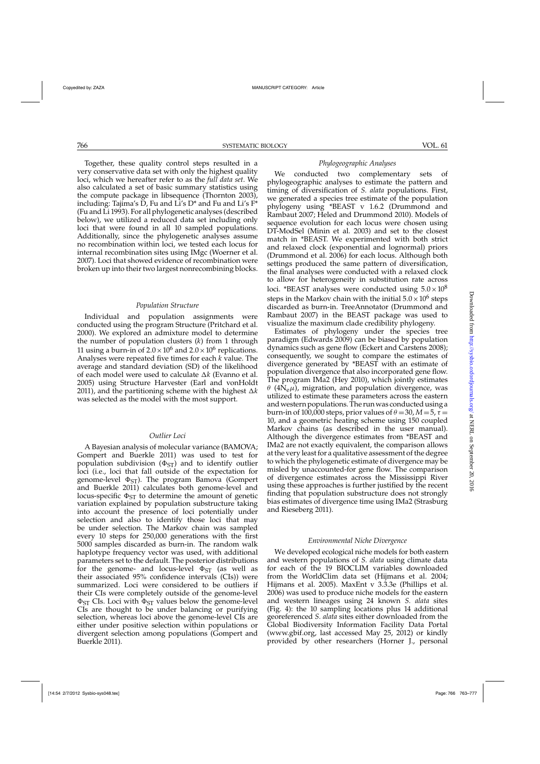Together, these quality control steps resulted in a very conservative data set with only the highest quality loci, which we hereafter refer to as the *full data set*. We also calculated a set of basic summary statistics using the compute package in libsequence (Thornton 2003), including: Tajima's D, Fu and Li's D* and Fu and Li's F* (Fu and Li 1993). For all phylogenetic analyses (described below), we utilized a reduced data set including only loci that were found in all 10 sampled populations. Additionally, since the phylogenetic analyses assume no recombination within loci, we tested each locus for internal recombination sites using IMgc (Woerner et al. 2007). Loci that showed evidence of recombination were broken up into their two largest nonrecombining blocks.

### *Population Structure*

Individual and population assignments were conducted using the program Structure (Pritchard et al. 2000). We explored an admixture model to determine the number of population clusters ($k$) from 1 through 11 using a burn-in of $2.0\times10^6$ and $2.0\times10^6$ replications. Analyses were repeated five times for each $k$ value. The average and standard deviation (SD) of the likelihood of each model were used to calculate $\Delta k$ (Evanno et al. 2005) using Structure Harvester (Earl and vonHoldt 2011), and the partitioning scheme with the highest $\Delta k$ was selected as the model with the most support.

### *Outlier Loci*

A Bayesian analysis of molecular variance (BAMOVA; Gompert and Buerkle 2011) was used to test for population subdivision ($\Phi_{ST}$) and to identify outlier loci (i.e., loci that fall outside of the expectation for genome-level $\Phi_{ST}$). The program Bamova (Gompert and Buerkle 2011) calculates both genome-level and locus-specific $\Phi_{ST}$ to determine the amount of genetic variation explained by population substructure taking into account the presence of loci potentially under selection and also to identify those loci that may be under selection. The Markov chain was sampled every 10 steps for 250,000 generations with the first 5000 samples discarded as burn-in. The random walk haplotype frequency vector was used, with additional parameters set to the default. The posterior distributions for the genome- and locus-level $\Phi_{ST}$ (as well as their associated 95% confidence intervals (CIs)) were summarized. Loci were considered to be outliers if their CIs were completely outside of the genome-level $\Phi_{ST}$ CIs. Loci with $\Phi_{ST}$ values below the genome-level CIs are thought to be under balancing or purifying selection, whereas loci above the genome-level CIs are either under positive selection within populations or divergent selection among populations (Gompert and Buerkle 2011).

### *Phylogeographic Analyses*

We conducted two complementary sets of phylogeographic analyses to estimate the pattern and timing of diversification of *S. alata* populations. First, we generated a species tree estimate of the population phylogeny using *BEAST v 1.6.2 (Drummond and Rambaut 2007; Heled and Drummond 2010). Models of sequence evolution for each locus were chosen using DT-ModSel (Minin et al. 2003) and set to the closest match in *BEAST. We experimented with both strict and relaxed clock (exponential and lognormal) priors (Drummond et al. 2006) for each locus. Although both settings produced the same pattern of diversification, the final analyses were conducted with a relaxed clock to allow for heterogeneity in substitution rate across loci. *BEAST analyses were conducted using $5.0\times10^8$ steps in the Markov chain with the initial $5.0\times10^6$ steps discarded as burn-in. TreeAnnotator (Drummond and Rambaut 2007) in the BEAST package was used to visualize the maximum clade credibility phylogeny.

Estimates of phylogeny under the species tree paradigm (Edwards 2009) can be biased by population dynamics such as gene flow (Eckert and Carstens 2008); consequently, we sought to compare the estimates of divergence generated by *BEAST with an estimate of population divergence that also incorporated gene flow. The program IMa2 (Hey 2010), which jointly estimates $\theta$ ($4N_e\mu$), migration, and population divergence, was utilized to estimate these parameters across the eastern and western populations. The run was conducted using a burn-in of 100,000 steps, prior values of $\theta=30$, $M=5$, $\tau=10$, and a geometric heating scheme using 150 coupled Markov chains (as described in the user manual). Although the divergence estimates from *BEAST and IMa2 are not exactly equivalent, the comparison allows at the very least for a qualitative assessment of the degree to which the phylogenetic estimate of divergence may be misled by unaccounted-for gene flow. The comparison of divergence estimates across the Mississippi River using these approaches is further justified by the recent finding that population substructure does not strongly bias estimates of divergence time using IMa2 (Strasburg and Rieseberg 2011).

### *Environmental Niche Divergence*

We developed ecological niche models for both eastern and western populations of *S. alata* using climate data for each of the 19 BIOCLIM variables downloaded from the WorldClim data set (Hijmans et al. 2004; Hijmans et al. 2005). MaxEnt v 3.3.3e (Phillips et al. 2006) was used to produce niche models for the eastern and western lineages using 24 known *S. alata* sites (Fig. 4): the 10 sampling locations plus 14 additional georeferenced *S. alata* sites either downloaded from the Global Biodiversity Information Facility Data Portal (www.gbif.org, last accessed May 25, 2012) or kindly provided by other researchers (Horner J., personal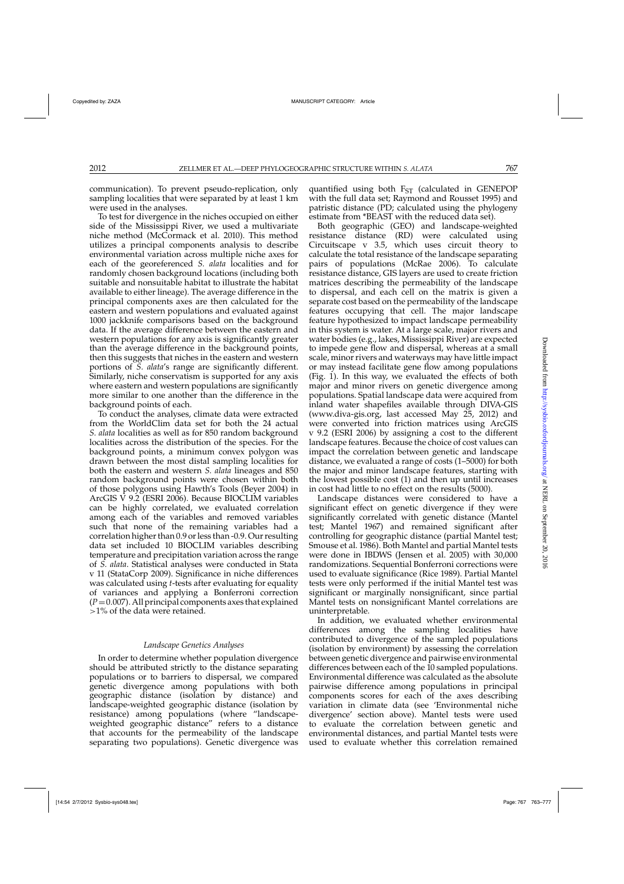communication). To prevent pseudo-replication, only sampling localities that were separated by at least 1 km were used in the analyses.

To test for divergence in the niches occupied on either side of the Mississippi River, we used a multivariate niche method (McCormack et al. 2010). This method utilizes a principal components analysis to describe environmental variation across multiple niche axes for each of the georeferenced *S. alata* localities and for randomly chosen background locations (including both suitable and nonsuitable habitat to illustrate the habitat available to either lineage). The average difference in the principal components axes are then calculated for the eastern and western populations and evaluated against 1000 jackknife comparisons based on the background data. If the average difference between the eastern and western populations for any axis is significantly greater than the average difference in the background points, then this suggests that niches in the eastern and western portions of *S. alata*'s range are significantly different. Similarly, niche conservatism is supported for any axis where eastern and western populations are significantly more similar to one another than the difference in the background points of each.

To conduct the analyses, climate data were extracted from the WorldClim data set for both the 24 actual *S. alata* localities as well as for 850 random background localities across the distribution of the species. For the background points, a minimum convex polygon was drawn between the most distal sampling localities for both the eastern and western *S. alata* lineages and 850 random background points were chosen within both of those polygons using Hawth's Tools (Beyer 2004) in ArcGIS V 9.2 (ESRI 2006). Because BIOCLIM variables can be highly correlated, we evaluated correlation among each of the variables and removed variables such that none of the remaining variables had a correlation higher than 0.9 or less than -0.9. Our resulting data set included 10 BIOCLIM variables describing temperature and precipitation variation across the range of *S. alata*. Statistical analyses were conducted in Stata v 11 (StataCorp 2009). Significance in niche differences was calculated using *t*-tests after evaluating for equality of variances and applying a Bonferroni correction ($P = 0.007$). All principal components axes that explained >1% of the data were retained.

### *Landscape Genetics Analyses*

In order to determine whether population divergence should be attributed strictly to the distance separating populations or to barriers to dispersal, we compared genetic divergence among populations with both geographic distance (isolation by distance) and landscape-weighted geographic distance (isolation by resistance) among populations (where "landscape-weighted geographic distance" refers to a distance that accounts for the permeability of the landscape separating two populations). Genetic divergence was quantified using both $F_{ST}$ (calculated in GENEPOP with the full data set; Raymond and Rousset 1995) and patristic distance (PD; calculated using the phylogeny estimate from *BEAST with the reduced data set).

Both geographic (GEO) and landscape-weighted resistance distance (RD) were calculated using Circuitscape v 3.5, which uses circuit theory to calculate the total resistance of the landscape separating pairs of populations (McRae 2006). To calculate resistance distance, GIS layers are used to create friction matrices describing the permeability of the landscape to dispersal, and each cell on the matrix is given a separate cost based on the permeability of the landscape features occupying that cell. The major landscape feature hypothesized to impact landscape permeability in this system is water. At a large scale, major rivers and water bodies (e.g., lakes, Mississippi River) are expected to impede gene flow and dispersal, whereas at a small scale, minor rivers and waterways may have little impact or may instead facilitate gene flow among populations (Fig. 1). In this way, we evaluated the effects of both major and minor rivers on genetic divergence among populations. Spatial landscape data were acquired from inland water shapefiles available through DIVA-GIS (www.diva-gis.org, last accessed May 25, 2012) and were converted into friction matrices using ArcGIS v 9.2 (ESRI 2006) by assigning a cost to the different landscape features. Because the choice of cost values can impact the correlation between genetic and landscape distance, we evaluated a range of costs (1–5000) for both the major and minor landscape features, starting with the lowest possible cost (1) and then up until increases in cost had little to no effect on the results (5000).

Landscape distances were considered to have a significant effect on genetic divergence if they were significantly correlated with genetic distance (Mantel test; Mantel 1967) and remained significant after controlling for geographic distance (partial Mantel test; Smouse et al. 1986). Both Mantel and partial Mantel tests were done in IBDWS (Jensen et al. 2005) with 30,000 randomizations. Sequential Bonferroni corrections were used to evaluate significance (Rice 1989). Partial Mantel tests were only performed if the initial Mantel test was significant or marginally nonsignificant, since partial Mantel tests on nonsignificant Mantel correlations are uninterpretable.

In addition, we evaluated whether environmental differences among the sampling localities have contributed to divergence of the sampled populations (isolation by environment) by assessing the correlation between genetic divergence and pairwise environmental differences between each of the 10 sampled populations. Environmental difference was calculated as the absolute pairwise difference among populations in principal components scores for each of the axes describing variation in climate data (see 'Environmental niche divergence' section above). Mantel tests were used to evaluate the correlation between genetic and environmental distances, and partial Mantel tests were used to evaluate whether this correlation remained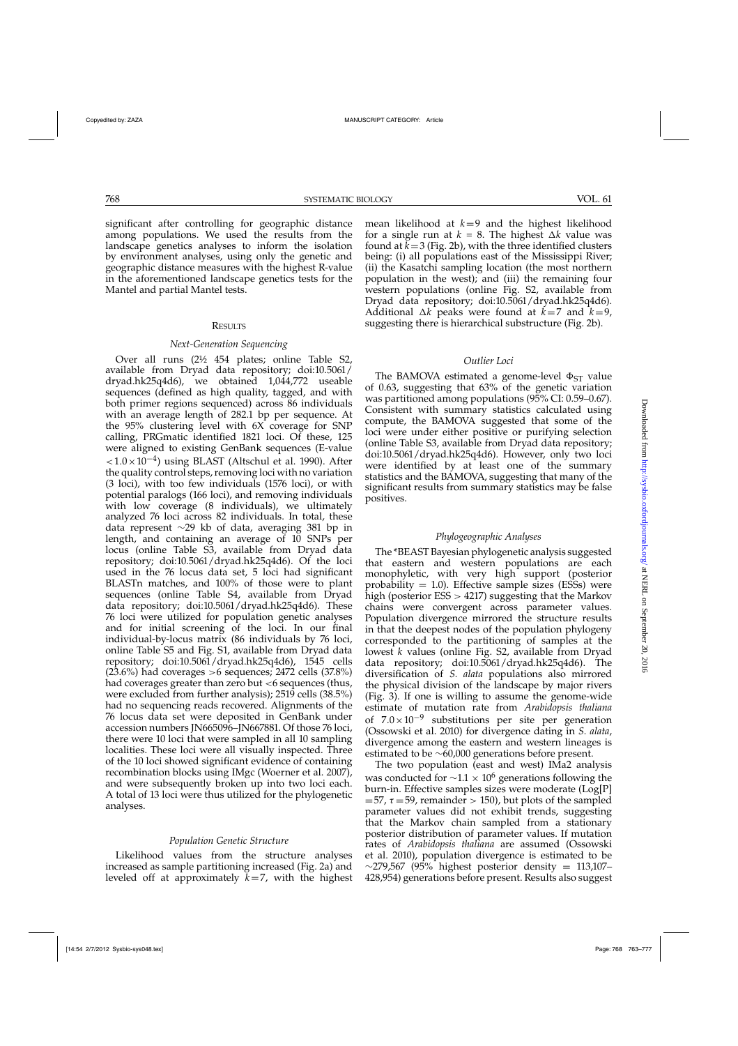significant after controlling for geographic distance among populations. We used the results from the landscape genetics analyses to inform the isolation by environment analyses, using only the genetic and geographic distance measures with the highest R-value in the aforementioned landscape genetics tests for the Mantel and partial Mantel tests.

## Results

### *Next-Generation Sequencing*

Over all runs (2½ 454 plates; online Table S2, available from Dryad data repository; doi:10.5061/dryad.hk25q4d6), we obtained 1,044,772 useable sequences (defined as high quality, tagged, and with both primer regions sequenced) across 86 individuals with an average length of 282.1 bp per sequence. At the 95% clustering level with 6X coverage for SNP calling, PRGmatic identified 1821 loci. Of these, 125 were aligned to existing GenBank sequences (E-value $<1.0\times10^{-4}$) using BLAST (Altschul et al. 1990). After the quality control steps, removing loci with no variation (3 loci), with too few individuals (1576 loci), or with potential paralogs (166 loci), and removing individuals with low coverage (8 individuals), we ultimately analyzed 76 loci across 82 individuals. In total, these data represent ~29 kb of data, averaging 381 bp in length, and containing an average of 10 SNPs per locus (online Table S3, available from Dryad data repository; doi:10.5061/dryad.hk25q4d6). Of the loci used in the 76 locus data set, 5 loci had significant BLASTn matches, and 100% of those were to plant sequences (online Table S4, available from Dryad data repository; doi:10.5061/dryad.hk25q4d6). These 76 loci were utilized for population genetic analyses and for initial screening of the loci. In our final individual-by-locus matrix (86 individuals by 76 loci, online Table S5 and Fig. S1, available from Dryad data repository; doi:10.5061/dryad.hk25q4d6), 1545 cells (23.6%) had coverages >6 sequences; 2472 cells (37.8%) had coverages greater than zero but <6 sequences (thus, were excluded from further analysis); 2519 cells (38.5%) had no sequencing reads recovered. Alignments of the 76 locus data set were deposited in GenBank under accession numbers JN665096–JN667881. Of those 76 loci, there were 10 loci that were sampled in all 10 sampling localities. These loci were all visually inspected. Three of the 10 loci showed significant evidence of containing recombination blocks using IMgc (Woerner et al. 2007), and were subsequently broken up into two loci each. A total of 13 loci were thus utilized for the phylogenetic analyses.

### *Population Genetic Structure*

Likelihood values from the structure analyses increased as sample partitioning increased (Fig. 2a) and leveled off at approximately $k=7$, with the highest mean likelihood at $k=9$ and the highest likelihood for a single run at $k=8$. The highest $\Delta k$ value was found at $k=3$ (Fig. 2b), with the three identified clusters being: (i) all populations east of the Mississippi River; (ii) the Kasatchi sampling location (the most northern population in the west); and (iii) the remaining four western populations (online Fig. S2, available from Dryad data repository; doi:10.5061/dryad.hk25q4d6). Additional $\Delta k$ peaks were found at $k=7$ and $k=9$, suggesting there is hierarchical substructure (Fig. 2b).

### *Outlier Loci*

The BAMOVA estimated a genome-level $\Phi_{ST}$ value of 0.63, suggesting that 63% of the genetic variation was partitioned among populations (95% CI: 0.59–0.67). Consistent with summary statistics calculated using compute, the BAMOVA suggested that some of the loci were under either positive or purifying selection (online Table S3, available from Dryad data repository; doi:10.5061/dryad.hk25q4d6). However, only two loci were identified by at least one of the summary statistics and the BAMOVA, suggesting that many of the significant results from summary statistics may be false positives.

### *Phylogeographic Analyses*

The *BEAST Bayesian phylogenetic analysis suggested that eastern and western populations are each monophyletic, with very high support (posterior probability = 1.0). Effective sample sizes (ESSs) were high (posterior ESS > 4217) suggesting that the Markov chains were convergent across parameter values. Population divergence mirrored the structure results in that the deepest nodes of the population phylogeny corresponded to the partitioning of samples at the lowest $k$ values (online Fig. S2, available from Dryad data repository; doi:10.5061/dryad.hk25q4d6). The diversification of *S. alata* populations also mirrored the physical division of the landscape by major rivers (Fig. 3). If one is willing to assume the genome-wide estimate of mutation rate from *Arabidopsis thaliana* of $7.0\times10^{-9}$ substitutions per site per generation (Ossowski et al. 2010) for divergence dating in *S. alata*, divergence among the eastern and western lineages is estimated to be ~60,000 generations before present.

The two population (east and west) IMa2 analysis was conducted for $\sim1.1\times10^{6}$ generations following the burn-in. Effective samples sizes were moderate (Log[P] $=57$, $\tau=59$, remainder > 150), but plots of the sampled parameter values did not exhibit trends, suggesting that the Markov chain sampled from a stationary posterior distribution of parameter values. If mutation rates of *Arabidopsis thaliana* are assumed (Ossowski et al. 2010), population divergence is estimated to be ~279,567 (95% highest posterior density = 113,107–428,954) generations before present. Results also suggest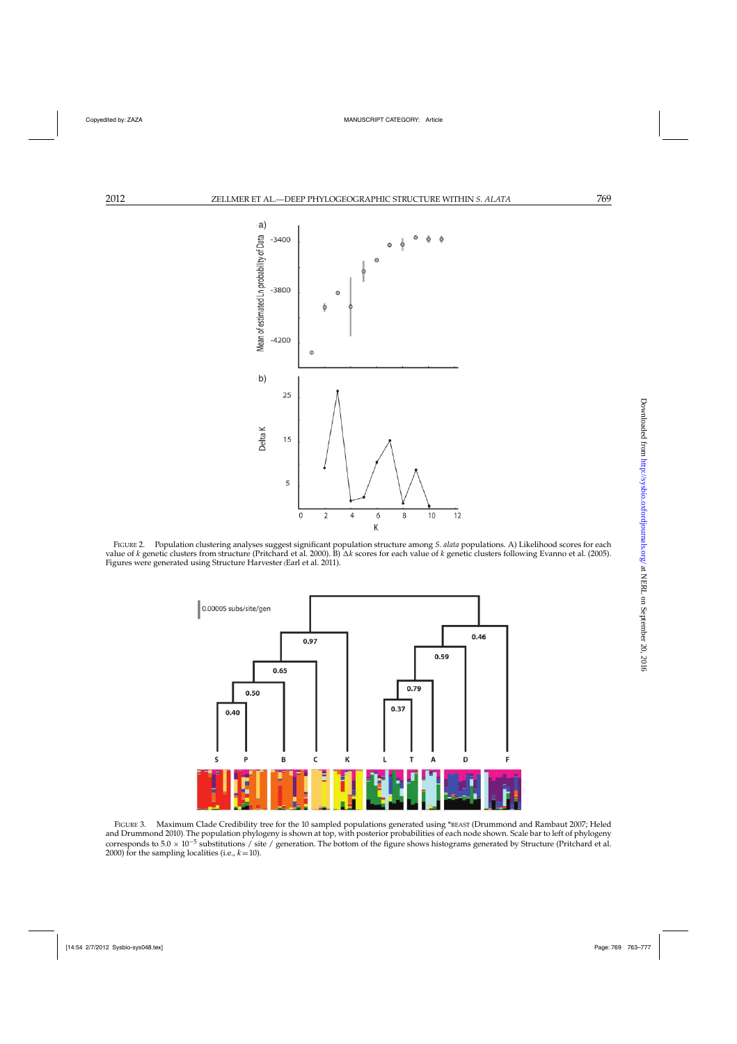FIGURE 2. Population clustering analyses suggest significant population structure among *S. alata* populations. A) Likelihood scores for each value of *k* genetic clusters from structure (Pritchard et al. 2000). B) $\Delta k$ scores for each value of *k* genetic clusters following Evanno et al. (2005). Figures were generated using Structure Harvester (Earl et al. 2011).

FIGURE 3. Maximum Clade Credibility tree for the 10 sampled populations generated using *BEAST (Drummond and Rambaut 2007; Heled and Drummond 2010). The population phylogeny is shown at top, with posterior probabilities of each node shown. Scale bar to left of phylogeny corresponds to $5.0 \times 10^{-5}$ substitutions / site / generation. The bottom of the figure shows histograms generated by Structure (Pritchard et al. 2000) for the sampling localities (i.e., $k = 10$).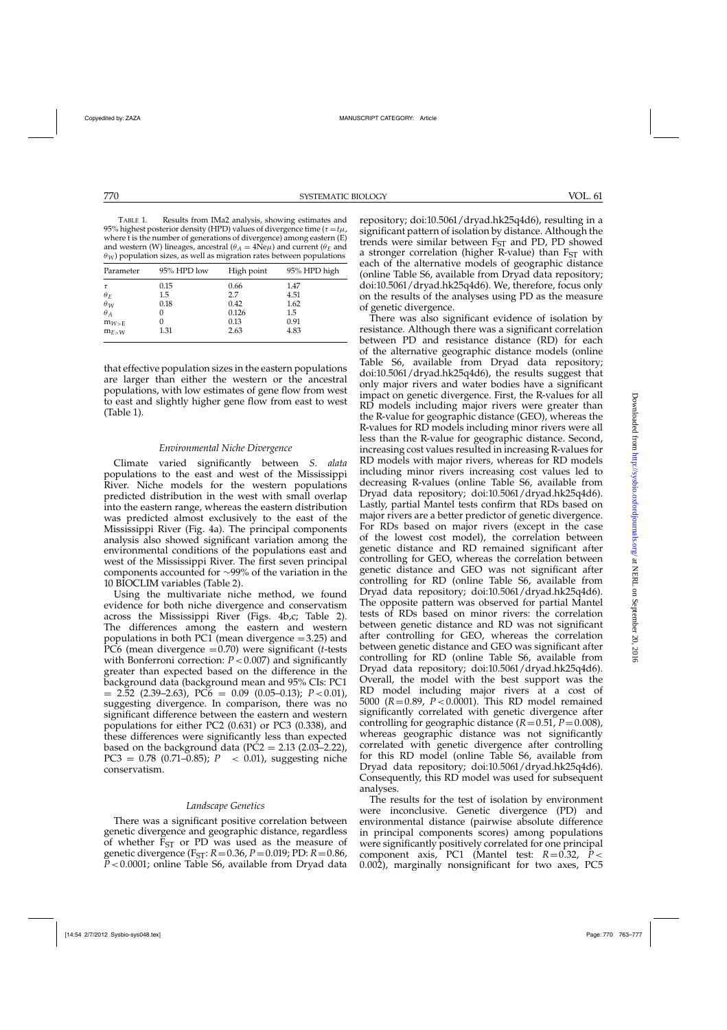TABLE 1. Results from IMa2 analysis, showing estimates and 95% highest posterior density (HPD) values of divergence time ($\tau = t\mu$, where t is the number of generations of divergence) among eastern (E) and western (W) lineages, ancestral ($\theta_A = 4Ne\mu$) and current ($\theta_E$ and $\theta_W$) population sizes, as well as migration rates between populations

| Parameter | 95% HPD low | High point | 95% HPD high |
|---|---|---|---|
| $\tau$ | 0.15 | 0.66 | 1.47 |
| $\theta_E$ | 1.5 | 2.7 | 4.51 |
| $\theta_W$ | 0.18 | 0.42 | 1.62 |
| $\theta_A$ | 0 | 0.126 | 1.5 |
| $m_{W>E}$ | 0 | 0.13 | 0.91 |
| $m_{E>W}$ | 1.31 | 2.63 | 4.83 |

that effective population sizes in the eastern populations are larger than either the western or the ancestral populations, with low estimates of gene flow from west to east and slightly higher gene flow from east to west (Table 1).

### *Environmental Niche Divergence*

Climate varied significantly between *S. alata* populations to the east and west of the Mississippi River. Niche models for the western populations predicted distribution in the west with small overlap into the eastern range, whereas the eastern distribution was predicted almost exclusively to the east of the Mississippi River (Fig. 4a). The principal components analysis also showed significant variation among the environmental conditions of the populations east and west of the Mississippi River. The first seven principal components accounted for ~99% of the variation in the 10 BIOCLIM variables (Table 2).

Using the multivariate niche method, we found evidence for both niche divergence and conservatism across the Mississippi River (Figs. 4b,c; Table 2). The differences among the eastern and western populations in both PC1 (mean divergence =3.25) and PC6 (mean divergence =0.70) were significant (*t*-tests with Bonferroni correction: $P<0.007$) and significantly greater than expected based on the difference in the background data (background mean and 95% CIs: PC1 = 2.52 (2.39–2.63), PC6 = 0.09 (0.05–0.13); $P<0.01$), suggesting divergence. In comparison, there was no significant difference between the eastern and western populations for either PC2 (0.631) or PC3 (0.338), and these differences were significantly less than expected based on the background data (PC2 = 2.13 (2.03–2.22), PC3 = 0.78 (0.71–0.85); $P < 0.01$), suggesting niche conservatism.

### *Landscape Genetics*

There was a significant positive correlation between genetic divergence and geographic distance, regardless of whether $F_{ST}$ or PD was used as the measure of genetic divergence ($F_{ST}$: $R=0.36$, $P=0.019$; PD: $R=0.86$, $P<0.0001$; online Table S6, available from Dryad data repository; doi:10.5061/dryad.hk25q4d6), resulting in a significant pattern of isolation by distance. Although the trends were similar between $F_{ST}$ and PD, PD showed a stronger correlation (higher R-value) than $F_{ST}$ with each of the alternative models of geographic distance (online Table S6, available from Dryad data repository; doi:10.5061/dryad.hk25q4d6). We, therefore, focus only on the results of the analyses using PD as the measure of genetic divergence.

There was also significant evidence of isolation by resistance. Although there was a significant correlation between PD and resistance distance (RD) for each of the alternative geographic distance models (online Table S6, available from Dryad data repository; doi:10.5061/dryad.hk25q4d6), the results suggest that only major rivers and water bodies have a significant impact on genetic divergence. First, the R-values for all RD models including major rivers were greater than the R-value for geographic distance (GEO), whereas the R-values for RD models including minor rivers were all less than the R-value for geographic distance. Second, increasing cost values resulted in increasing R-values for RD models with major rivers, whereas for RD models including minor rivers increasing cost values led to decreasing R-values (online Table S6, available from Dryad data repository; doi:10.5061/dryad.hk25q4d6). Lastly, partial Mantel tests confirm that RDs based on major rivers are a better predictor of genetic divergence. For RDs based on major rivers (except in the case of the lowest cost model), the correlation between genetic distance and RD remained significant after controlling for GEO, whereas the correlation between genetic distance and GEO was not significant after controlling for RD (online Table S6, available from Dryad data repository; doi:10.5061/dryad.hk25q4d6). The opposite pattern was observed for partial Mantel tests of RDs based on minor rivers: the correlation between genetic distance and RD was not significant after controlling for GEO, whereas the correlation between genetic distance and GEO was significant after controlling for RD (online Table S6, available from Dryad data repository; doi:10.5061/dryad.hk25q4d6). Overall, the model with the best support was the RD model including major rivers at a cost of 5000 ($R=0.89$, $P<0.0001$). This RD model remained significantly correlated with genetic divergence after controlling for geographic distance ($R=0.51$, $P=0.008$), whereas geographic distance was not significantly correlated with genetic divergence after controlling for this RD model (online Table S6, available from Dryad data repository; doi:10.5061/dryad.hk25q4d6). Consequently, this RD model was used for subsequent analyses.

The results for the test of isolation by environment were inconclusive. Genetic divergence (PD) and environmental distance (pairwise absolute difference in principal components scores) among populations were significantly positively correlated for one principal component axis, PC1 (Mantel test: $R=0.32$, $P<0.002$), marginally nonsignificant for two axes, PC5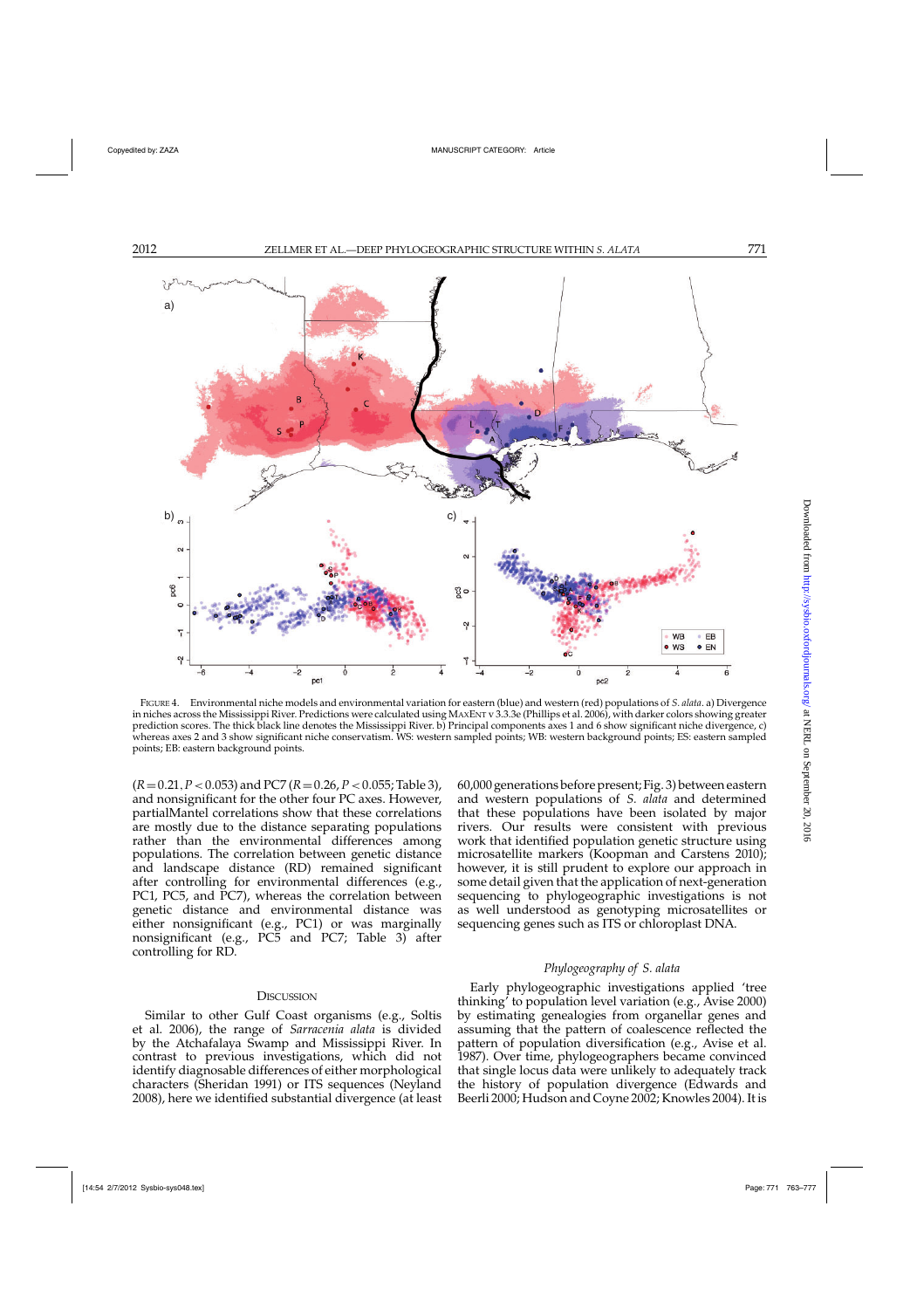FIGURE 4. Environmental niche models and environmental variation for eastern (blue) and western (red) populations of *S. alata*. a) Divergence in niches across the Mississippi River. Predictions were calculated using MAXENT v 3.3.3e (Phillips et al. 2006), with darker colors showing greater prediction scores. The thick black line denotes the Mississippi River. b) Principal components axes 1 and 6 show significant niche divergence, c) whereas axes 2 and 3 show significant niche conservatism. WS: western sampled points; WB: western background points; ES: eastern sampled points; EB: eastern background points.

($R = 0.21$, $P < 0.053$) and PC7 ($R = 0.26$, $P < 0.055$; Table 3), and nonsignificant for the other four PC axes. However, partialMantel correlations show that these correlations are mostly due to the distance separating populations rather than the environmental differences among populations. The correlation between genetic distance and landscape distance (RD) remained significant after controlling for environmental differences (e.g., PC1, PC5, and PC7), whereas the correlation between genetic distance and environmental distance was either nonsignificant (e.g., PC1) or was marginally nonsignificant (e.g., PC5 and PC7; Table 3) after controlling for RD.

## DISCUSSION

Similar to other Gulf Coast organisms (e.g., Soltis et al. 2006), the range of *Sarracenia alata* is divided by the Atchafalaya Swamp and Mississippi River. In contrast to previous investigations, which did not identify diagnosable differences of either morphological characters (Sheridan 1991) or ITS sequences (Neyland 2008), here we identified substantial divergence (at least 60,000 generations before present; Fig. 3) between eastern and western populations of *S. alata* and determined that these populations have been isolated by major rivers. Our results were consistent with previous work that identified population genetic structure using microsatellite markers (Koopman and Carstens 2010); however, it is still prudent to explore our approach in some detail given that the application of next-generation sequencing to phylogeographic investigations is not as well understood as genotyping microsatellites or sequencing genes such as ITS or chloroplast DNA.

### *Phylogeography of S. alata*

Early phylogeographic investigations applied 'tree thinking' to population level variation (e.g., Avise 2000) by estimating genealogies from organellar genes and assuming that the pattern of coalescence reflected the pattern of population diversification (e.g., Avise et al. 1987). Over time, phylogeographers became convinced that single locus data were unlikely to adequately track the history of population divergence (Edwards and Beerli 2000; Hudson and Coyne 2002; Knowles 2004). It is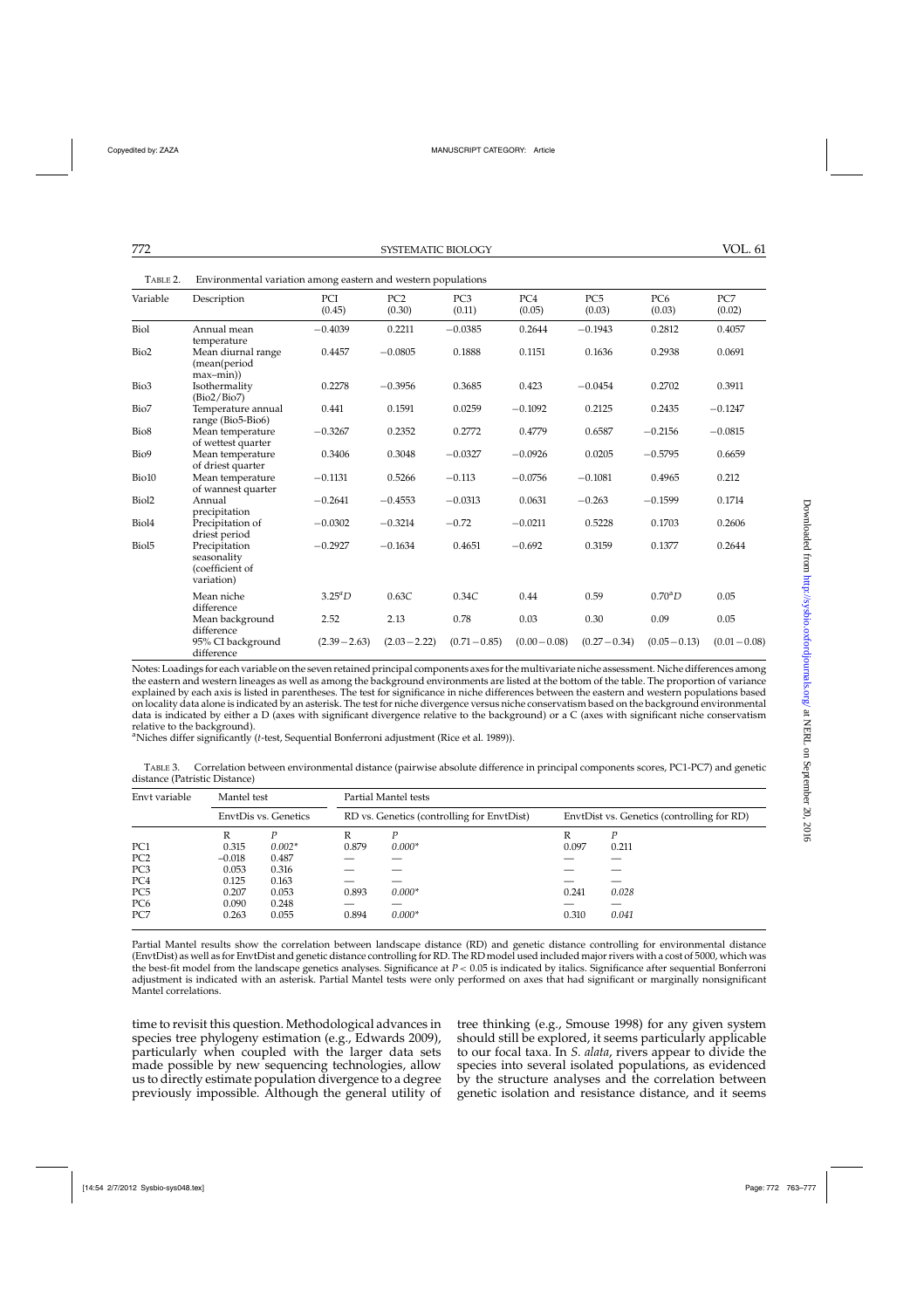Table 2. Environmental variation among eastern and western populations

| Variable | Description | PCI (0.45) | PC2 (0.30) | PC3 (0.11) | PC4 (0.05) | PC5 (0.03) | PC6 (0.03) | PC7 (0.02) |
|---|---|---|---|---|---|---|---|---|
| Biol | Annual mean temperature | −0.4039 | 0.2211 | −0.0385 | 0.2644 | −0.1943 | 0.2812 | 0.4057 |
| Bio2 | Mean diurnal range (mean(period max–min)) | 0.4457 | −0.0805 | 0.1888 | 0.1151 | 0.1636 | 0.2938 | 0.0691 |
| Bio3 | Isothermality (Bio2/Bio7) | 0.2278 | −0.3956 | 0.3685 | 0.423 | −0.0454 | 0.2702 | 0.3911 |
| Bio7 | Temperature annual range (Bio5-Bio6) | 0.441 | 0.1591 | 0.0259 | −0.1092 | 0.2125 | 0.2435 | −0.1247 |
| Bio8 | Mean temperature of wettest quarter | −0.3267 | 0.2352 | 0.2772 | 0.4779 | 0.6587 | −0.2156 | −0.0815 |
| Bio9 | Mean temperature of driest quarter | 0.3406 | 0.3048 | −0.0327 | −0.0926 | 0.0205 | −0.5795 | 0.6659 |
| Bio10 | Mean temperature of warmest quarter | −0.1131 | 0.5266 | −0.113 | −0.0756 | −0.1081 | 0.4965 | 0.212 |
| Biol2 | Annual precipitation | −0.2641 | −0.4553 | −0.0313 | 0.0631 | −0.263 | −0.1599 | 0.1714 |
| Biol4 | Precipitation of driest period | −0.0302 | −0.3214 | −0.72 | −0.0211 | 0.5228 | 0.1703 | 0.2606 |
| Biol5 | Precipitation seasonality (coefficient of variation) | −0.2927 | −0.1634 | 0.4651 | −0.692 | 0.3159 | 0.1377 | 0.2644 |
| | Mean niche difference | 3.25[a]D | 0.63C | 0.34C | 0.44 | 0.59 | 0.70[a]D | 0.05 |
| | Mean background difference | 2.52 | 2.13 | 0.78 | 0.03 | 0.30 | 0.09 | 0.05 |
| | 95% CI background difference | (2.39 − 2.63) | (2.03 − 2.22) | (0.71 − 0.85) | (0.00 − 0.08) | (0.27 − 0.34) | (0.05 − 0.13) | (0.01 − 0.08) |

Notes: Loadings for each variable on the seven retained principal components axes for the multivariate niche assessment. Niche differences among the eastern and western lineages as well as among the background environments are listed at the bottom of the table. The proportion of variance explained by each axis is listed in parentheses. The test for significance in niche differences between the eastern and western populations based on locality data alone is indicated by an asterisk. The test for niche divergence versus niche conservatism based on the background environmental data is indicated by either a D (axes with significant divergence relative to the background) or a C (axes with significant niche conservatism relative to the background).

[a]Niches differ significantly (*t*-test, Sequential Bonferroni adjustment (Rice et al. 1989)).

Table 3. Correlation between environmental distance (pairwise absolute difference in principal components scores, PC1-PC7) and genetic distance (Patristic Distance)

| Envt variable | Mantel test | | Partial Mantel tests | | | |
|---|---|---|---|---|---|---|
| | EnvtDis vs. Genetics | | RD vs. Genetics (controlling for EnvtDist) | | EnvtDist vs. Genetics (controlling for RD) | |
| | R | *P* | R | *P* | R | *P* |
| PC1 | 0.315 | *0.002\** | 0.879 | *0.000\** | 0.097 | 0.211 |
| PC2 | −0.018 | 0.487 | — | — | — | — |
| PC3 | 0.053 | 0.316 | — | — | — | — |
| PC4 | 0.125 | 0.163 | — | — | — | — |
| PC5 | 0.207 | 0.053 | 0.893 | *0.000\** | 0.241 | *0.028* |
| PC6 | 0.090 | 0.248 | — | — | — | — |
| PC7 | 0.263 | 0.055 | 0.894 | *0.000\** | 0.310 | *0.041* |

Partial Mantel results show the correlation between landscape distance (RD) and genetic distance controlling for environmental distance (EnvtDist) as well as for EnvtDist and genetic distance controlling for RD. The RD model used included major rivers with a cost of 5000, which was the best-fit model from the landscape genetics analyses. Significance at $P < 0.05$ is indicated by italics. Significance after sequential Bonferroni adjustment is indicated with an asterisk. Partial Mantel tests were only performed on axes that had significant or marginally nonsignificant Mantel correlations.

time to revisit this question. Methodological advances in species tree phylogeny estimation (e.g., Edwards 2009), particularly when coupled with the larger data sets made possible by new sequencing technologies, allow us to directly estimate population divergence to a degree previously impossible. Although the general utility of tree thinking (e.g., Smouse 1998) for any given system should still be explored, it seems particularly applicable to our focal taxa. In *S. alata*, rivers appear to divide the species into several isolated populations, as evidenced by the structure analyses and the correlation between genetic isolation and resistance distance, and it seems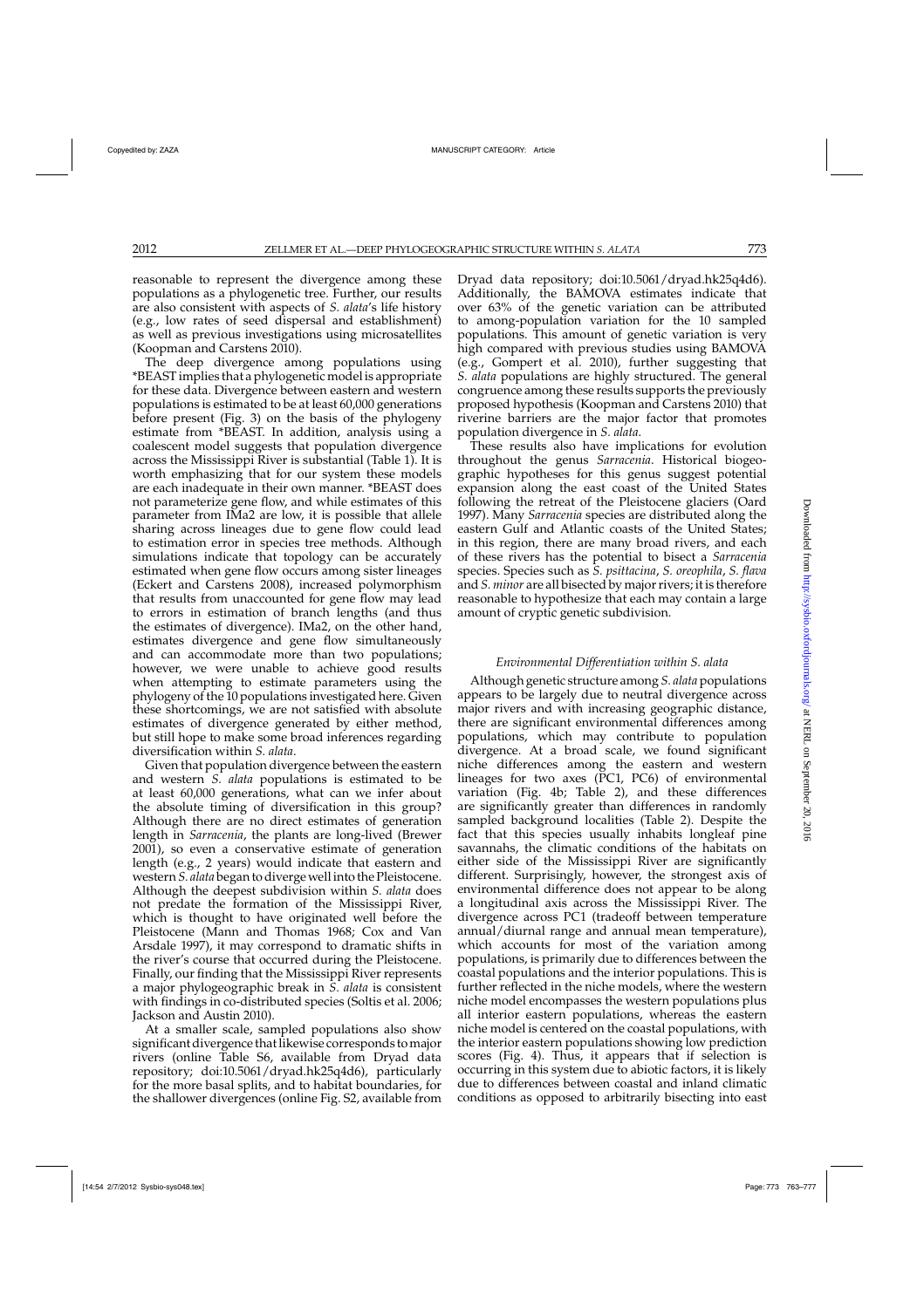reasonable to represent the divergence among these populations as a phylogenetic tree. Further, our results are also consistent with aspects of *S. alata*'s life history (e.g., low rates of seed dispersal and establishment) as well as previous investigations using microsatellites (Koopman and Carstens 2010).

The deep divergence among populations using *BEAST implies that a phylogenetic model is appropriate for these data. Divergence between eastern and western populations is estimated to be at least 60,000 generations before present (Fig. 3) on the basis of the phylogeny estimate from *BEAST. In addition, analysis using a coalescent model suggests that population divergence across the Mississippi River is substantial (Table 1). It is worth emphasizing that for our system these models are each inadequate in their own manner. *BEAST does not parameterize gene flow, and while estimates of this parameter from IMa2 are low, it is possible that allele sharing across lineages due to gene flow could lead to estimation error in species tree methods. Although simulations indicate that topology can be accurately estimated when gene flow occurs among sister lineages (Eckert and Carstens 2008), increased polymorphism that results from unaccounted for gene flow may lead to errors in estimation of branch lengths (and thus the estimates of divergence). IMa2, on the other hand, estimates divergence and gene flow simultaneously and can accommodate more than two populations; however, we were unable to achieve good results when attempting to estimate parameters using the phylogeny of the 10 populations investigated here. Given these shortcomings, we are not satisfied with absolute estimates of divergence generated by either method, but still hope to make some broad inferences regarding diversification within *S. alata*.

Given that population divergence between the eastern and western *S. alata* populations is estimated to be at least 60,000 generations, what can we infer about the absolute timing of diversification in this group? Although there are no direct estimates of generation length in *Sarracenia*, the plants are long-lived (Brewer 2001), so even a conservative estimate of generation length (e.g., 2 years) would indicate that eastern and western *S. alata* began to diverge well into the Pleistocene. Although the deepest subdivision within *S. alata* does not predate the formation of the Mississippi River, which is thought to have originated well before the Pleistocene (Mann and Thomas 1968; Cox and Van Arsdale 1997), it may correspond to dramatic shifts in the river's course that occurred during the Pleistocene. Finally, our finding that the Mississippi River represents a major phylogeographic break in *S. alata* is consistent with findings in co-distributed species (Soltis et al. 2006; Jackson and Austin 2010).

At a smaller scale, sampled populations also show significant divergence that likewise corresponds to major rivers (online Table S6, available from Dryad data repository; doi:10.5061/dryad.hk25q4d6), particularly for the more basal splits, and to habitat boundaries, for the shallower divergences (online Fig. S2, available from Dryad data repository; doi:10.5061/dryad.hk25q4d6). Additionally, the BAMOVA estimates indicate that over 63% of the genetic variation can be attributed to among-population variation for the 10 sampled populations. This amount of genetic variation is very high compared with previous studies using BAMOVA (e.g., Gompert et al. 2010), further suggesting that *S. alata* populations are highly structured. The general congruence among these results supports the previously proposed hypothesis (Koopman and Carstens 2010) that riverine barriers are the major factor that promotes population divergence in *S. alata*.

These results also have implications for evolution throughout the genus *Sarracenia*. Historical biogeographic hypotheses for this genus suggest potential expansion along the east coast of the United States following the retreat of the Pleistocene glaciers (Oard 1997). Many *Sarracenia* species are distributed along the eastern Gulf and Atlantic coasts of the United States; in this region, there are many broad rivers, and each of these rivers has the potential to bisect a *Sarracenia* species. Species such as *S. psittacina*, *S. oreophila*, *S. flava* and *S. minor* are all bisected by major rivers; it is therefore reasonable to hypothesize that each may contain a large amount of cryptic genetic subdivision.

### *Environmental Differentiation within S. alata*

Although genetic structure among *S. alata* populations appears to be largely due to neutral divergence across major rivers and with increasing geographic distance, there are significant environmental differences among populations, which may contribute to population divergence. At a broad scale, we found significant niche differences among the eastern and western lineages for two axes (PC1, PC6) of environmental variation (Fig. 4b; Table 2), and these differences are significantly greater than differences in randomly sampled background localities (Table 2). Despite the fact that this species usually inhabits longleaf pine savannahs, the climatic conditions of the habitats on either side of the Mississippi River are significantly different. Surprisingly, however, the strongest axis of environmental difference does not appear to be along a longitudinal axis across the Mississippi River. The divergence across PC1 (tradeoff between temperature annual/diurnal range and annual mean temperature), which accounts for most of the variation among populations, is primarily due to differences between the coastal populations and the interior populations. This is further reflected in the niche models, where the western niche model encompasses the western populations plus all interior eastern populations, whereas the eastern niche model is centered on the coastal populations, with the interior eastern populations showing low prediction scores (Fig. 4). Thus, it appears that if selection is occurring in this system due to abiotic factors, it is likely due to differences between coastal and inland climatic conditions as opposed to arbitrarily bisecting into east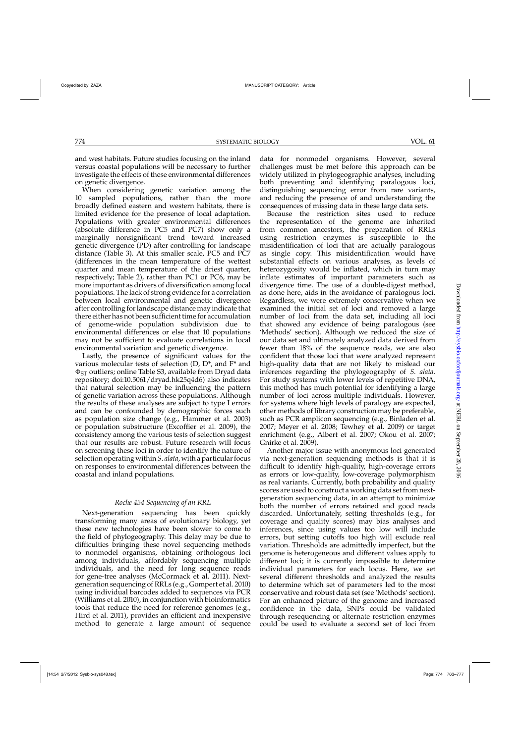and west habitats. Future studies focusing on the inland versus coastal populations will be necessary to further investigate the effects of these environmental differences on genetic divergence.

When considering genetic variation among the 10 sampled populations, rather than the more broadly defined eastern and western habitats, there is limited evidence for the presence of local adaptation. Populations with greater environmental differences (absolute difference in PC5 and PC7) show only a marginally nonsignificant trend toward increased genetic divergence (PD) after controlling for landscape distance (Table 3). At this smaller scale, PC5 and PC7 (differences in the mean temperature of the wettest quarter and mean temperature of the driest quarter, respectively; Table 2), rather than PC1 or PC6, may be more important as drivers of diversification among local populations. The lack of strong evidence for a correlation between local environmental and genetic divergence after controlling for landscape distance may indicate that there either has not been sufficient time for accumulation of genome-wide population subdivision due to environmental differences or else that 10 populations may not be sufficient to evaluate correlations in local environmental variation and genetic divergence.

Lastly, the presence of significant values for the various molecular tests of selection (D, D*, and F* and $\Phi_{ST}$ outliers; online Table S3, available from Dryad data repository; doi:10.5061/dryad.hk25q4d6) also indicates that natural selection may be influencing the pattern of genetic variation across these populations. Although the results of these analyses are subject to type I errors and can be confounded by demographic forces such as population size change (e.g., Hammer et al. 2003) or population substructure (Excoffier et al. 2009), the consistency among the various tests of selection suggest that our results are robust. Future research will focus on screening these loci in order to identify the nature of selection operating within *S. alata*, with a particular focus on responses to environmental differences between the coastal and inland populations.

### *Roche 454 Sequencing of an RRL*

Next-generation sequencing has been quickly transforming many areas of evolutionary biology, yet these new technologies have been slower to come to the field of phylogeography. This delay may be due to difficulties bringing these novel sequencing methods to nonmodel organisms, obtaining orthologous loci among individuals, affordably sequencing multiple individuals, and the need for long sequence reads for gene-tree analyses (McCormack et al. 2011). Next-generation sequencing of RRLs (e.g., Gompert et al. 2010) using individual barcodes added to sequences via PCR (Williams et al. 2010), in conjunction with bioinformatics tools that reduce the need for reference genomes (e.g., Hird et al. 2011), provides an efficient and inexpensive method to generate a large amount of sequence data for nonmodel organisms. However, several challenges must be met before this approach can be widely utilized in phylogeographic analyses, including both preventing and identifying paralogous loci, distinguishing sequencing error from rare variants, and reducing the presence of and understanding the consequences of missing data in these large data sets.

Because the restriction sites used to reduce the representation of the genome are inherited from common ancestors, the preparation of RRLs using restriction enzymes is susceptible to the misidentification of loci that are actually paralogous as single copy. This misidentification would have substantial effects on various analyses, as levels of heterozygosity would be inflated, which in turn may inflate estimates of important parameters such as divergence time. The use of a double-digest method, as done here, aids in the avoidance of paralogous loci. Regardless, we were extremely conservative when we examined the initial set of loci and removed a large number of loci from the data set, including all loci that showed any evidence of being paralogous (see 'Methods' section). Although we reduced the size of our data set and ultimately analyzed data derived from fewer than 18% of the sequence reads, we are also confident that those loci that were analyzed represent high-quality data that are not likely to mislead our inferences regarding the phylogeography of *S. alata*. For study systems with lower levels of repetitive DNA, this method has much potential for identifying a large number of loci across multiple individuals. However, for systems where high levels of paralogy are expected, other methods of library construction may be preferable, such as PCR amplicon sequencing (e.g., Binladen et al. 2007; Meyer et al. 2008; Tewhey et al. 2009) or target enrichment (e.g., Albert et al. 2007; Okou et al. 2007; Gnirke et al. 2009).

Another major issue with anonymous loci generated via next-generation sequencing methods is that it is difficult to identify high-quality, high-coverage errors as errors or low-quality, low-coverage polymorphism as real variants. Currently, both probability and quality scores are used to construct a working data set from next-generation sequencing data, in an attempt to minimize both the number of errors retained and good reads discarded. Unfortunately, setting thresholds (e.g., for coverage and quality scores) may bias analyses and inferences, since using values too low will include errors, but setting cutoffs too high will exclude real variation. Thresholds are admittedly imperfect, but the genome is heterogeneous and different values apply to different loci; it is currently impossible to determine individual parameters for each locus. Here, we set several different thresholds and analyzed the results to determine which set of parameters led to the most conservative and robust data set (see 'Methods' section). For an enhanced picture of the genome and increased confidence in the data, SNPs could be validated through resequencing or alternate restriction enzymes could be used to evaluate a second set of loci from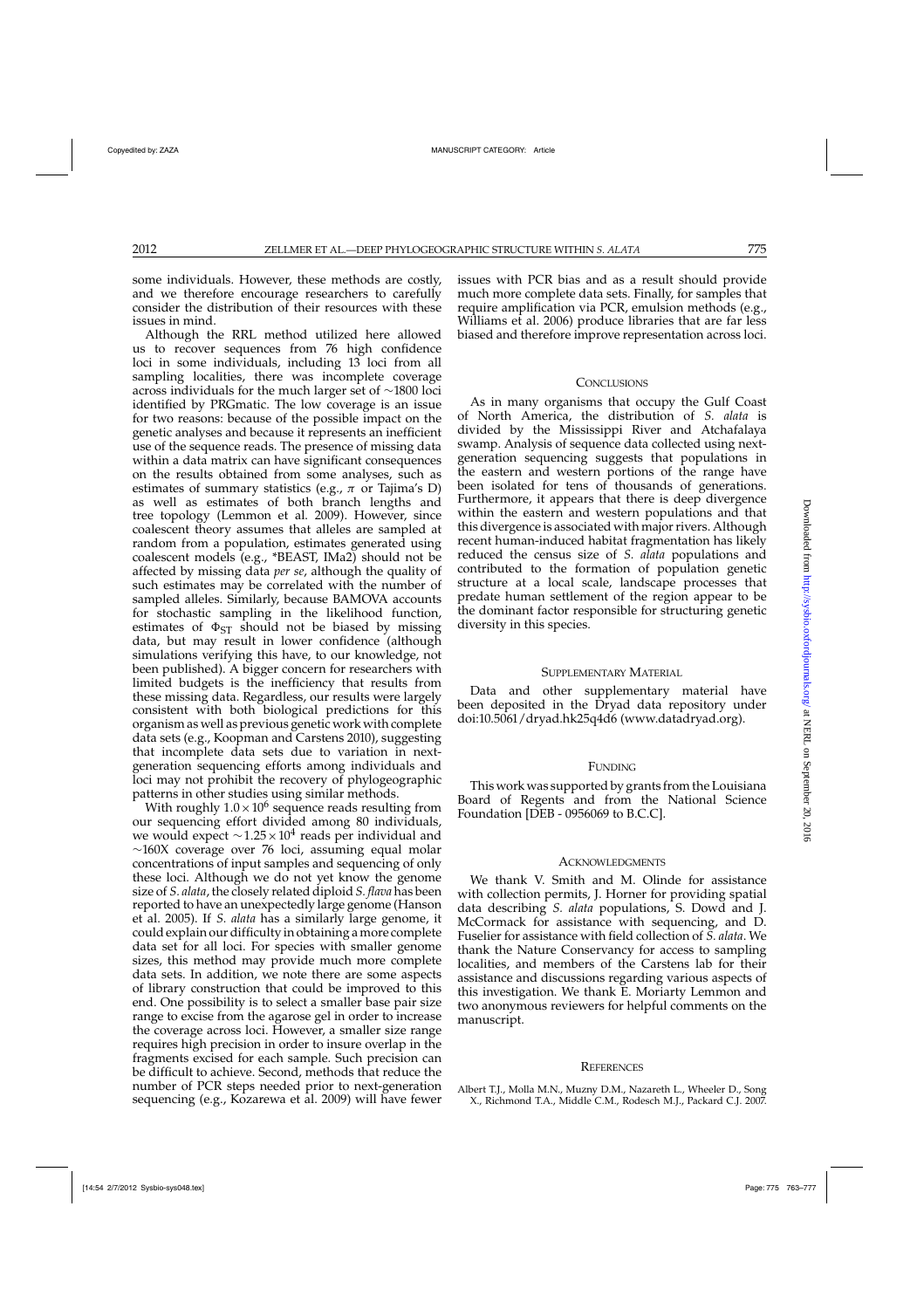some individuals. However, these methods are costly, and we therefore encourage researchers to carefully consider the distribution of their resources with these issues in mind.

Although the RRL method utilized here allowed us to recover sequences from 76 high confidence loci in some individuals, including 13 loci from all sampling localities, there was incomplete coverage across individuals for the much larger set of ∼1800 loci identified by PRGmatic. The low coverage is an issue for two reasons: because of the possible impact on the genetic analyses and because it represents an inefficient use of the sequence reads. The presence of missing data within a data matrix can have significant consequences on the results obtained from some analyses, such as estimates of summary statistics (e.g., $\pi$ or Tajima's D) as well as estimates of both branch lengths and tree topology (Lemmon et al. 2009). However, since coalescent theory assumes that alleles are sampled at random from a population, estimates generated using coalescent models (e.g., *BEAST, IMa2) should not be affected by missing data *per se*, although the quality of such estimates may be correlated with the number of sampled alleles. Similarly, because BAMOVA accounts for stochastic sampling in the likelihood function, estimates of $\Phi_{ST}$ should not be biased by missing data, but may result in lower confidence (although simulations verifying this have, to our knowledge, not been published). A bigger concern for researchers with limited budgets is the inefficiency that results from these missing data. Regardless, our results were largely consistent with both biological predictions for this organism as well as previous genetic work with complete data sets (e.g., Koopman and Carstens 2010), suggesting that incomplete data sets due to variation in next-generation sequencing efforts among individuals and loci may not prohibit the recovery of phylogeographic patterns in other studies using similar methods.

With roughly $1.0\times10^6$ sequence reads resulting from our sequencing effort divided among 80 individuals, we would expect $\sim1.25\times10^4$ reads per individual and ∼160X coverage over 76 loci, assuming equal molar concentrations of input samples and sequencing of only these loci. Although we do not yet know the genome size of *S. alata*, the closely related diploid *S. flava* has been reported to have an unexpectedly large genome (Hanson et al. 2005). If *S. alata* has a similarly large genome, it could explain our difficulty in obtaining a more complete data set for all loci. For species with smaller genome sizes, this method may provide much more complete data sets. In addition, we note there are some aspects of library construction that could be improved to this end. One possibility is to select a smaller base pair size range to excise from the agarose gel in order to increase the coverage across loci. However, a smaller size range requires high precision in order to insure overlap in the fragments excised for each sample. Such precision can be difficult to achieve. Second, methods that reduce the number of PCR steps needed prior to next-generation sequencing (e.g., Kozarewa et al. 2009) will have fewer issues with PCR bias and as a result should provide much more complete data sets. Finally, for samples that require amplification via PCR, emulsion methods (e.g., Williams et al. 2006) produce libraries that are far less biased and therefore improve representation across loci.

## Conclusions

As in many organisms that occupy the Gulf Coast of North America, the distribution of *S. alata* is divided by the Mississippi River and Atchafalaya swamp. Analysis of sequence data collected using next-generation sequencing suggests that populations in the eastern and western portions of the range have been isolated for tens of thousands of generations. Furthermore, it appears that there is deep divergence within the eastern and western populations and that this divergence is associated with major rivers. Although recent human-induced habitat fragmentation has likely reduced the census size of *S. alata* populations and contributed to the formation of population genetic structure at a local scale, landscape processes that predate human settlement of the region appear to be the dominant factor responsible for structuring genetic diversity in this species.

## Supplementary Material

Data and other supplementary material have been deposited in the Dryad data repository under doi:10.5061/dryad.hk25q4d6 (www.datadryad.org).

## Funding

This work was supported by grants from the Louisiana Board of Regents and from the National Science Foundation [DEB - 0956069 to B.C.C].

## Acknowledgments

We thank V. Smith and M. Olinde for assistance with collection permits, J. Horner for providing spatial data describing *S. alata* populations, S. Dowd and J. McCormack for assistance with sequencing, and D. Fuselier for assistance with field collection of *S. alata*. We thank the Nature Conservancy for access to sampling localities, and members of the Carstens lab for their assistance and discussions regarding various aspects of this investigation. We thank E. Moriarty Lemmon and two anonymous reviewers for helpful comments on the manuscript.

## References

Albert T.J., Molla M.N., Muzny D.M., Nazareth L., Wheeler D., Song X., Richmond T.A., Middle C.M., Rodesch M.J., Packard C.J. 2007.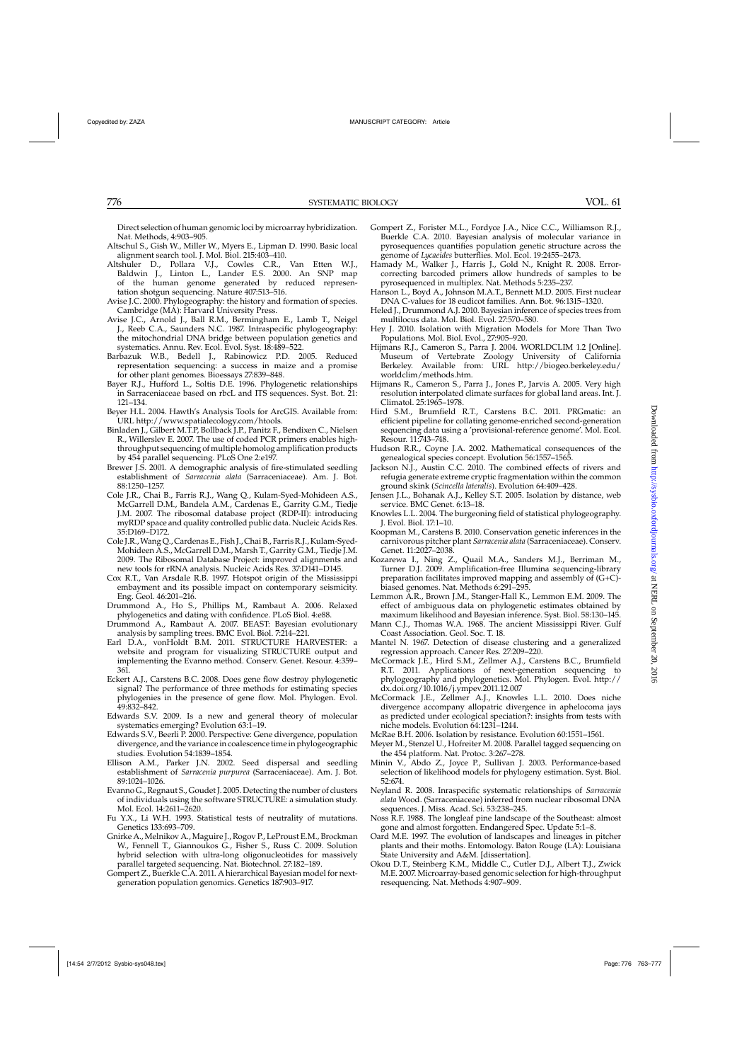Direct selection of human genomic loci by microarray hybridization. Nat. Methods, 4:903–905.

Altschul S., Gish W., Miller W., Myers E., Lipman D. 1990. Basic local alignment search tool. J. Mol. Biol. 215:403–410.

Altshuler D., Pollara V.J., Cowles C.R., Van Etten W.J., Baldwin J., Linton L., Lander E.S. 2000. An SNP map of the human genome generated by reduced representation shotgun sequencing. Nature 407:513–516.

Avise J.C. 2000. Phylogeography: the history and formation of species. Cambridge (MA): Harvard University Press.

Avise J.C., Arnold J., Ball R.M., Bermingham E., Lamb T., Neigel J., Reeb C.A., Saunders N.C. 1987. Intraspecific phylogeography: the mitochondrial DNA bridge between population genetics and systematics. Annu. Rev. Ecol. Evol. Syst. 18:489–522.

Barbazuk W.B., Bedell J., Rabinowicz P.D. 2005. Reduced representation sequencing: a success in maize and a promise for other plant genomes. Bioessays 27:839–848.

Bayer R.J., Hufford L., Soltis D.E. 1996. Phylogenetic relationships in Sarraceniaceae based on rbcL and ITS sequences. Syst. Bot. 21: 121–134.

Beyer H.L. 2004. Hawth's Analysis Tools for ArcGIS. Available from: URL http://www.spatialecology.com/htools.

Binladen J., Gilbert M.T.P, Bollback J.P., Panitz F., Bendixen C., Nielsen R., Willerslev E. 2007. The use of coded PCR primers enables high-throughput sequencing of multiple homolog amplification products by 454 parallel sequencing. PLoS One 2:e197.

Brewer J.S. 2001. A demographic analysis of fire-stimulated seedling establishment of *Sarracenia alata* (Sarraceniaceae). Am. J. Bot. 88:1250–1257.

Cole J.R., Chai B., Farris R.J., Wang Q., Kulam-Syed-Mohideen A.S., McGarrell D.M., Bandela A.M., Cardenas E., Garrity G.M., Tiedje J.M. 2007. The ribosomal database project (RDP-II): introducing myRDP space and quality controlled public data. Nucleic Acids Res. 35:D169–D172.

Cole J.R., Wang Q., Cardenas E., Fish J., Chai B., Farris R.J., Kulam-Syed-Mohideen A.S., McGarrell D.M., Marsh T., Garrity G.M., Tiedje J.M. 2009. The Ribosomal Database Project: improved alignments and new tools for rRNA analysis. Nucleic Acids Res. 37:D141–D145.

Cox R.T., Van Arsdale R.B. 1997. Hotspot origin of the Mississippi embayment and its possible impact on contemporary seismicity. Eng. Geol. 46:201–216.

Drummond A., Ho S., Phillips M., Rambaut A. 2006. Relaxed phylogenetics and dating with confidence. PLoS Biol. 4:e88.

Drummond A., Rambaut A. 2007. BEAST: Bayesian evolutionary analysis by sampling trees. BMC Evol. Biol. 7:214–221.

Earl D.A., vonHoldt B.M. 2011. STRUCTURE HARVESTER: a website and program for visualizing STRUCTURE output and implementing the Evanno method. Conserv. Genet. Resour. 4:359–361.

Eckert A.J., Carstens B.C. 2008. Does gene flow destroy phylogenetic signal? The performance of three methods for estimating species phylogenies in the presence of gene flow. Mol. Phylogen. Evol. 49:832–842.

Edwards S.V. 2009. Is a new and general theory of molecular systematics emerging? Evolution 63:1–19.

Edwards S.V., Beerli P. 2000. Perspective: Gene divergence, population divergence, and the variance in coalescence time in phylogeographic studies. Evolution 54:1839–1854.

Ellison A.M., Parker J.N. 2002. Seed dispersal and seedling establishment of *Sarracenia purpurea* (Sarraceniaceae). Am. J. Bot. 89:1024–1026.

Evanno G., Regnaut S., Goudet J. 2005. Detecting the number of clusters of individuals using the software STRUCTURE: a simulation study. Mol. Ecol. 14:2611–2620.

Fu Y.X., Li W.H. 1993. Statistical tests of neutrality of mutations. Genetics 133:693–709.

Gnirke A., Melnikov A., Maguire J., Rogov P., LeProust E.M., Brockman W., Fennell T., Giannoukos G., Fisher S., Russ C. 2009. Solution hybrid selection with ultra-long oligonucleotides for massively parallel targeted sequencing. Nat. Biotechnol. 27:182–189.

Gompert Z., Buerkle C.A. 2011. A hierarchical Bayesian model for next-generation population genomics. Genetics 187:903–917.

Gompert Z., Forister M.L., Fordyce J.A., Nice C.C., Williamson R.J., Buerkle C.A. 2010. Bayesian analysis of molecular variance in pyrosequences quantifies population genetic structure across the genome of *Lycaeides* butterflies. Mol. Ecol. 19:2455–2473.

Hamady M., Walker J., Harris J., Gold N., Knight R. 2008. Error-correcting barcoded primers allow hundreds of samples to be pyrosequenced in multiplex. Nat. Methods 5:235–237.

Hanson L., Boyd A., Johnson M.A.T., Bennett M.D. 2005. First nuclear DNA C-values for 18 eudicot families. Ann. Bot. 96:1315–1320.

Heled J., Drummond A.J. 2010. Bayesian inference of species trees from multilocus data. Mol. Biol. Evol. 27:570–580.

Hey J. 2010. Isolation with Migration Models for More Than Two Populations. Mol. Biol. Evol., 27:905–920.

Hijmans R.J., Cameron S., Parra J. 2004. WORLDCLIM 1.2 [Online]. Museum of Vertebrate Zoology University of California Berkeley. Available from: URL http://biogeo.berkeley.edu/worldclim/methods.htm.

Hijmans R., Cameron S., Parra J., Jones P., Jarvis A. 2005. Very high resolution interpolated climate surfaces for global land areas. Int. J. Climatol. 25:1965–1978.

Hird S.M., Brumfield R.T., Carstens B.C. 2011. PRGmatic: an efficient pipeline for collating genome-enriched second-generation sequencing data using a 'provisional-reference genome'. Mol. Ecol. Resour. 11:743–748.

Hudson R.R., Coyne J.A. 2002. Mathematical consequences of the genealogical species concept. Evolution 56:1557–1565.

Jackson N.J., Austin C.C. 2010. The combined effects of rivers and refugia generate extreme cryptic fragmentation within the common ground skink (*Scincella lateralis*). Evolution 64:409–428.

Jensen J.L., Bohanak A.J., Kelley S.T. 2005. Isolation by distance, web service. BMC Genet. 6:13–18.

Knowles L.L. 2004. The burgeoning field of statistical phylogeography. J. Evol. Biol. 17:1–10.

Koopman M., Carstens B. 2010. Conservation genetic inferences in the carnivorous pitcher plant *Sarracenia alata* (Sarraceniaceae). Conserv. Genet. 11:2027–2038.

Kozarewa I., Ning Z., Quail M.A., Sanders M.J., Berriman M., Turner D.J. 2009. Amplification-free Illumina sequencing-library preparation facilitates improved mapping and assembly of (G+C)-biased genomes. Nat. Methods 6:291–295.

Lemmon A.R., Brown J.M., Stanger-Hall K., Lemmon E.M. 2009. The effect of ambiguous data on phylogenetic estimates obtained by maximum likelihood and Bayesian inference. Syst. Biol. 58:130–145.

Mann C.J., Thomas W.A. 1968. The ancient Mississippi River. Gulf Coast Association. Geol. Soc. T. 18.

Mantel N. 1967. Detection of disease clustering and a generalized regression approach. Cancer Res. 27:209–220.

McCormack J.E., Hird S.M., Zellmer A.J., Carstens B.C., Brumfield R.T. 2011. Applications of next-generation sequencing to phylogeography and phylogenetics. Mol. Phylogen. Evol. http://dx.doi.org/10.1016/j.ympev.2011.12.007

McCormack J.E., Zellmer A.J., Knowles L.L. 2010. Does niche divergence accompany allopatric divergence in aphelocoma jays as predicted under ecological speciation?: insights from tests with niche models. Evolution 64:1231–1244.

McRae B.H. 2006. Isolation by resistance. Evolution 60:1551–1561.

Meyer M., Stenzel U., Hofreiter M. 2008. Parallel tagged sequencing on the 454 platform. Nat. Protoc. 3:267–278.

Minin V., Abdo Z., Joyce P., Sullivan J. 2003. Performance-based selection of likelihood models for phylogeny estimation. Syst. Biol. 52:674.

Neyland R. 2008. Inraspecific systematic relationships of *Sarracenia alata* Wood. (Sarraceniaceae) inferred from nuclear ribosomal DNA sequences. J. Miss. Acad. Sci. 53:238–245.

Noss R.F. 1988. The longleaf pine landscape of the Southeast: almost gone and almost forgotten. Endangered Spec. Update 5:1–8.

Oard M.E. 1997. The evolution of landscapes and lineages in pitcher plants and their moths. Entomology. Baton Rouge (LA): Louisiana State University and A&M. [dissertation].

Okou D.T., Steinberg K.M., Middle C., Cutler D.J., Albert T.J., Zwick M.E. 2007. Microarray-based genomic selection for high-throughput resequencing. Nat. Methods 4:907–909.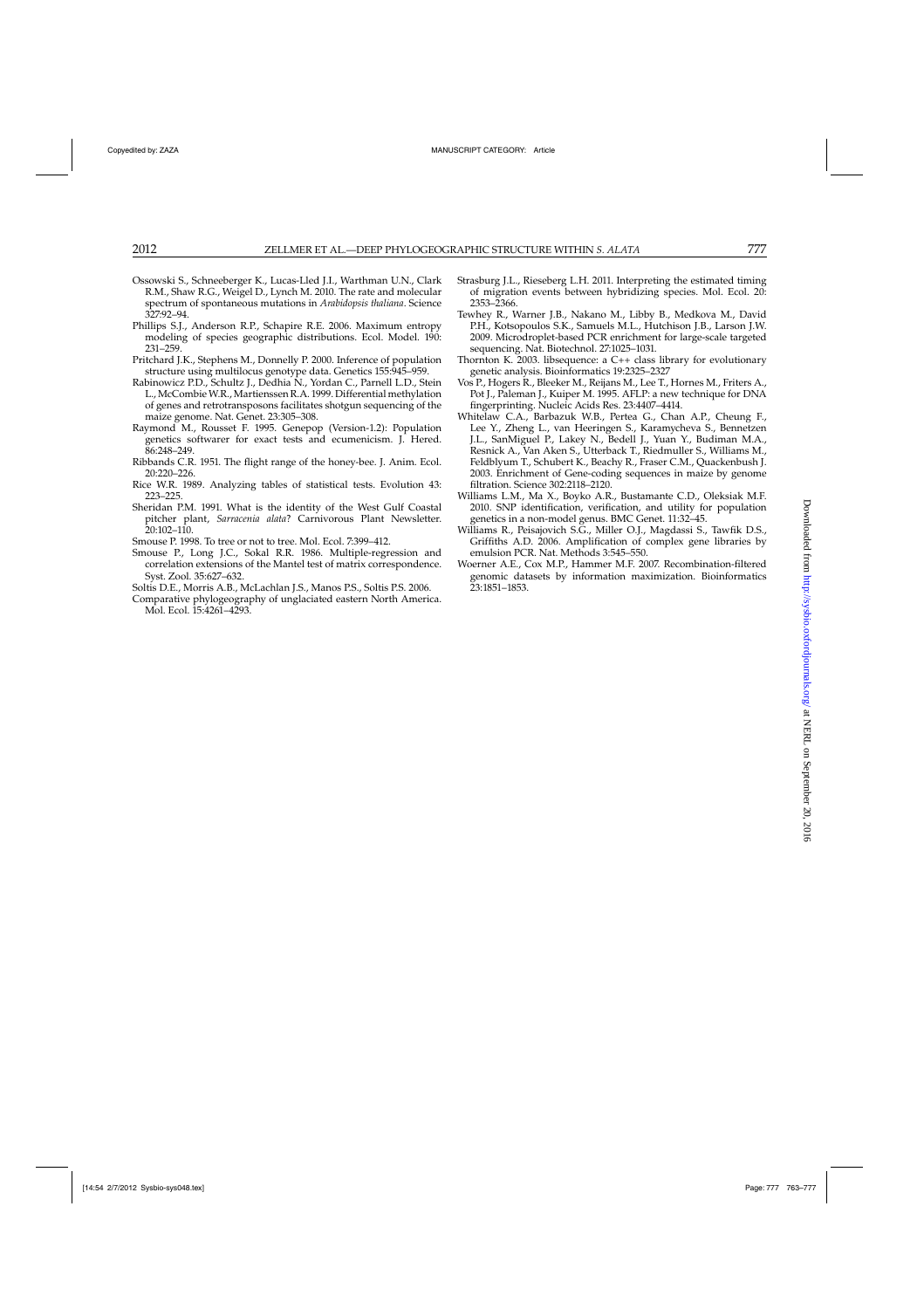Ossowski S., Schneeberger K., Lucas-Lled J.I., Warthman U.N., Clark R.M., Shaw R.G., Weigel D., Lynch M. 2010. The rate and molecular spectrum of spontaneous mutations in *Arabidopsis thaliana*. Science 327:92–94.

Phillips S.J., Anderson R.P., Schapire R.E. 2006. Maximum entropy modeling of species geographic distributions. Ecol. Model. 190: 231–259.

Pritchard J.K., Stephens M., Donnelly P. 2000. Inference of population structure using multilocus genotype data. Genetics 155:945–959.

Rabinowicz P.D., Schultz J., Dedhia N., Yordan C., Parnell L.D., Stein L., McCombie W.R., Martienssen R.A. 1999. Differential methylation of genes and retrotransposons facilitates shotgun sequencing of the maize genome. Nat. Genet. 23:305–308.

Raymond M., Rousset F. 1995. Genepop (Version-1.2): Population genetics softwarer for exact tests and ecumenicism. J. Hered. 86:248–249.

Ribbands C.R. 1951. The flight range of the honey-bee. J. Anim. Ecol. 20:220–226.

Rice W.R. 1989. Analyzing tables of statistical tests. Evolution 43: 223–225.

Sheridan P.M. 1991. What is the identity of the West Gulf Coastal pitcher plant, *Sarracenia alata*? Carnivorous Plant Newsletter. 20:102–110.

Smouse P. 1998. To tree or not to tree. Mol. Ecol. 7:399–412.

Smouse P., Long J.C., Sokal R.R. 1986. Multiple-regression and correlation extensions of the Mantel test of matrix correspondence. Syst. Zool. 35:627–632.

Soltis D.E., Morris A.B., McLachlan J.S., Manos P.S., Soltis P.S. 2006. Comparative phylogeography of unglaciated eastern North America. Mol. Ecol. 15:4261–4293.

Strasburg J.L., Rieseberg L.H. 2011. Interpreting the estimated timing of migration events between hybridizing species. Mol. Ecol. 20: 2353–2366.

Tewhey R., Warner J.B., Nakano M., Libby B., Medkova M., David P.H., Kotsopoulos S.K., Samuels M.L., Hutchison J.B., Larson J.W. 2009. Microdroplet-based PCR enrichment for large-scale targeted sequencing. Nat. Biotechnol. 27:1025–1031.

Thornton K. 2003. libsequence: a C++ class library for evolutionary genetic analysis. Bioinformatics 19:2325–2327

Vos P., Hogers R., Bleeker M., Reijans M., Lee T., Hornes M., Friters A., Pot J., Paleman J., Kuiper M. 1995. AFLP: a new technique for DNA fingerprinting. Nucleic Acids Res. 23:4407–4414.

Whitelaw C.A., Barbazuk W.B., Pertea G., Chan A.P., Cheung F., Lee Y., Zheng L., van Heeringen S., Karamycheva S., Bennetzen J.L., SanMiguel P., Lakey N., Bedell J., Yuan Y., Budiman M.A., Resnick A., Van Aken S., Utterback T., Riedmuller S., Williams M., Feldblyum T., Schubert K., Beachy R., Fraser C.M., Quackenbush J. 2003. Enrichment of Gene-coding sequences in maize by genome filtration. Science 302:2118–2120.

Williams L.M., Ma X., Boyko A.R., Bustamante C.D., Oleksiak M.F. 2010. SNP identification, verification, and utility for population genetics in a non-model genus. BMC Genet. 11:32–45.

Williams R., Peisajovich S.G., Miller O.J., Magdassi S., Tawfik D.S., Griffiths A.D. 2006. Amplification of complex gene libraries by emulsion PCR. Nat. Methods 3:545–550.

Woerner A.E., Cox M.P., Hammer M.F. 2007. Recombination-filtered genomic datasets by information maximization. Bioinformatics 23:1851–1853.